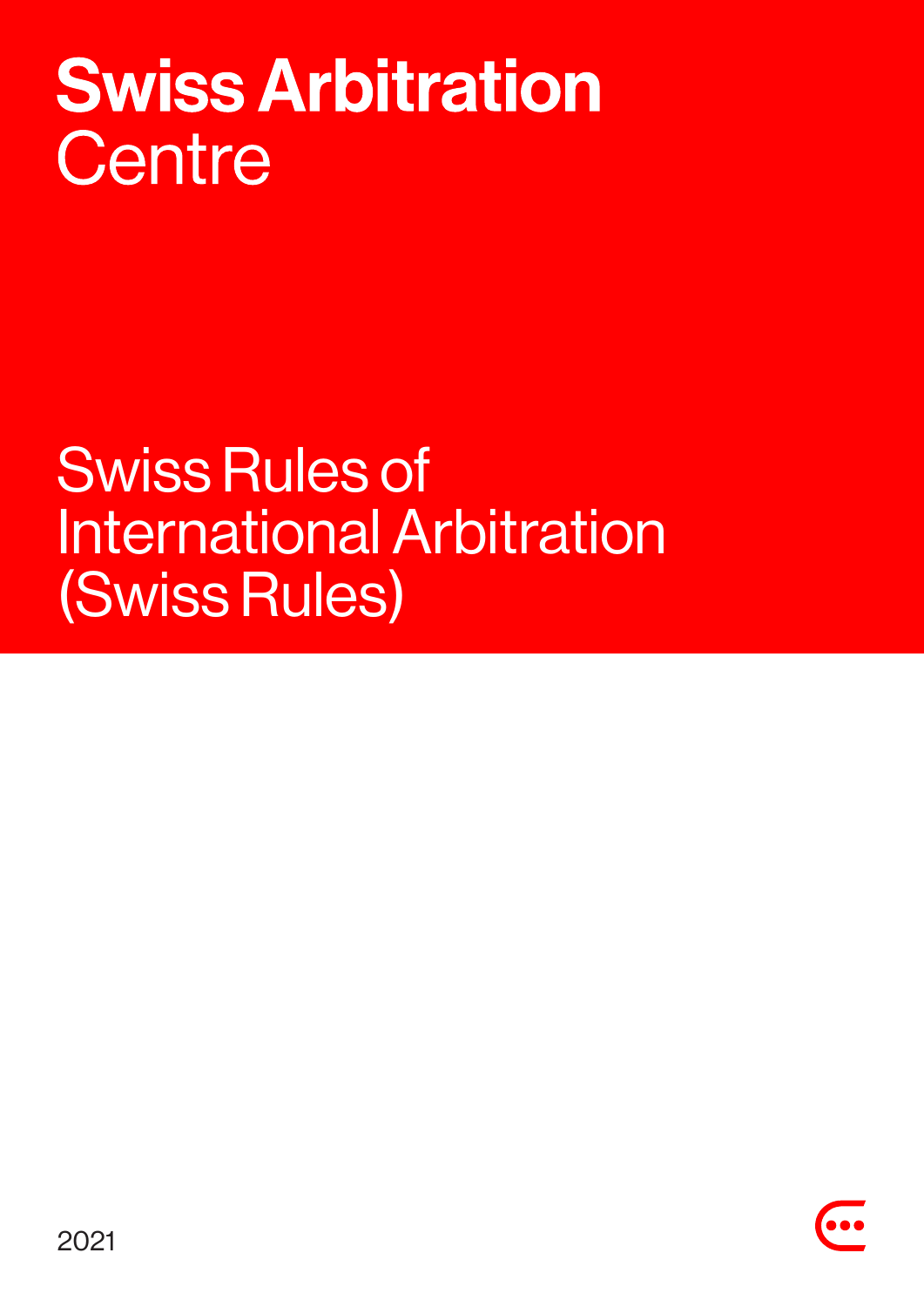# Swiss Arbitration Centre

## Swiss Rules of International Arbitration (Swiss Rules)

2021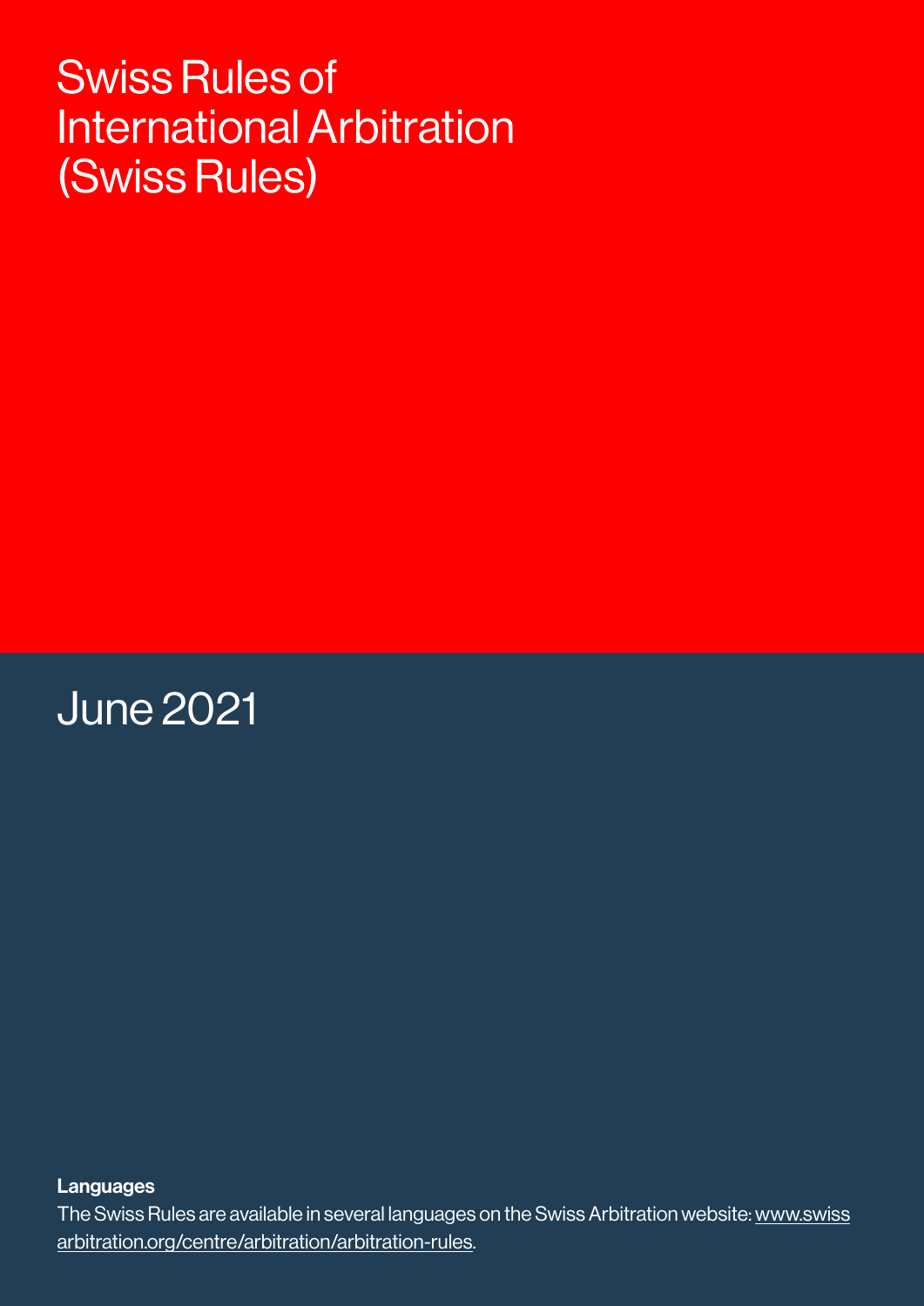# Swiss Rules of International Arbitration (Swiss Rules)

June 2021

**Languages**

The Swiss Rules are available in several languages on the Swiss Arbitration website: www.swissarbitration.org/centre/arbitration/arbitration-rules.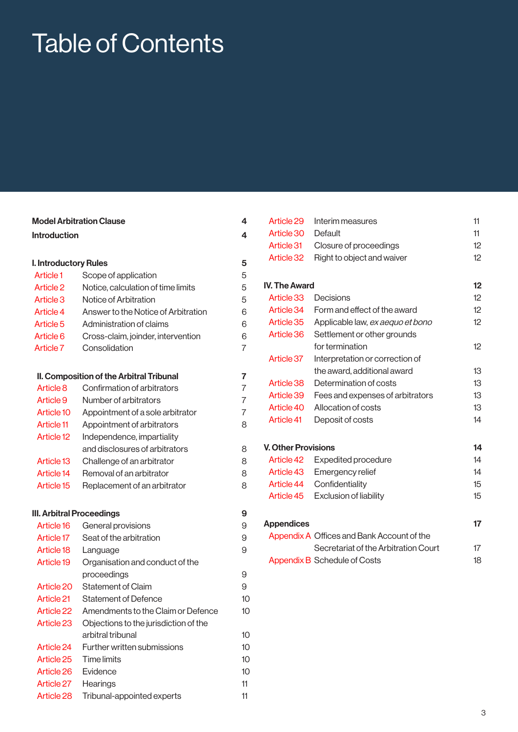# Table of Contents

| | | |
|---|---|---|
| **Model Arbitration Clause** | | **4** |
| **Introduction** | | **4** |
| **I. Introductory Rules** | | **5** |
| Article 1 | Scope of application | 5 |
| Article 2 | Notice, calculation of time limits | 5 |
| Article 3 | Notice of Arbitration | 5 |
| Article 4 | Answer to the Notice of Arbitration | 6 |
| Article 5 | Administration of claims | 6 |
| Article 6 | Cross-claim, joinder, intervention | 6 |
| Article 7 | Consolidation | 7 |
| **II. Composition of the Arbitral Tribunal** | | **7** |
| Article 8 | Confirmation of arbitrators | 7 |
| Article 9 | Number of arbitrators | 7 |
| Article 10 | Appointment of a sole arbitrator | 7 |
| Article 11 | Appointment of arbitrators | 8 |
| Article 12 | Independence, impartiality and disclosures of arbitrators | 8 |
| Article 13 | Challenge of an arbitrator | 8 |
| Article 14 | Removal of an arbitrator | 8 |
| Article 15 | Replacement of an arbitrator | 8 |
| **III. Arbitral Proceedings** | | **9** |
| Article 16 | General provisions | 9 |
| Article 17 | Seat of the arbitration | 9 |
| Article 18 | Language | 9 |
| Article 19 | Organisation and conduct of the proceedings | 9 |
| Article 20 | Statement of Claim | 9 |
| Article 21 | Statement of Defence | 10 |
| Article 22 | Amendments to the Claim or Defence | 10 |
| Article 23 | Objections to the jurisdiction of the arbitral tribunal | 10 |
| Article 24 | Further written submissions | 10 |
| Article 25 | Time limits | 10 |
| Article 26 | Evidence | 10 |
| Article 27 | Hearings | 11 |
| Article 28 | Tribunal-appointed experts | 11 |
| Article 29 | Interim measures | 11 |
| Article 30 | Default | 11 |
| Article 31 | Closure of proceedings | 12 |
| Article 32 | Right to object and waiver | 12 |
| **IV. The Award** | | **12** |
| Article 33 | Decisions | 12 |
| Article 34 | Form and effect of the award | 12 |
| Article 35 | Applicable law, *ex aequo et bono* | 12 |
| Article 36 | Settlement or other grounds for termination | 12 |
| Article 37 | Interpretation or correction of the award, additional award | 13 |
| Article 38 | Determination of costs | 13 |
| Article 39 | Fees and expenses of arbitrators | 13 |
| Article 40 | Allocation of costs | 13 |
| Article 41 | Deposit of costs | 14 |
| **V. Other Provisions** | | **14** |
| Article 42 | Expedited procedure | 14 |
| Article 43 | Emergency relief | 14 |
| Article 44 | Confidentiality | 15 |
| Article 45 | Exclusion of liability | 15 |
| **Appendices** | | **17** |
| Appendix A | Offices and Bank Account of the Secretariat of the Arbitration Court | 17 |
| Appendix B | Schedule of Costs | 18 |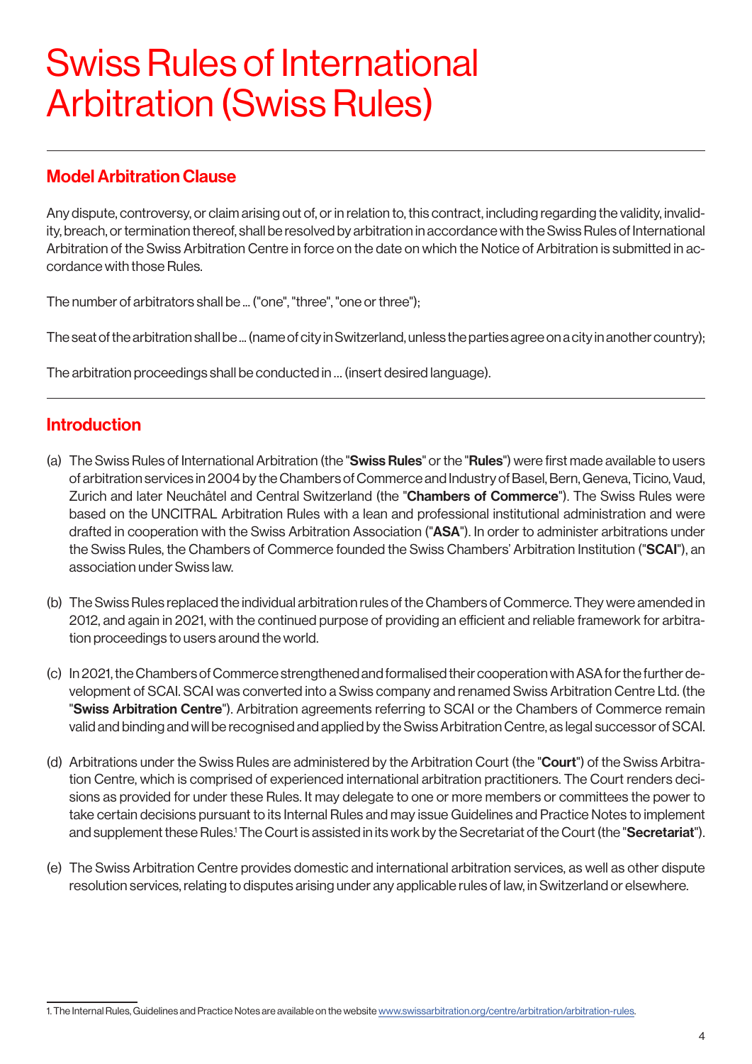# Swiss Rules of International Arbitration (Swiss Rules)

## Model Arbitration Clause

Any dispute, controversy, or claim arising out of, or in relation to, this contract, including regarding the validity, invalidity, breach, or termination thereof, shall be resolved by arbitration in accordance with the Swiss Rules of International Arbitration of the Swiss Arbitration Centre in force on the date on which the Notice of Arbitration is submitted in accordance with those Rules.

The number of arbitrators shall be ... ("one", "three", "one or three");

The seat of the arbitration shall be ... (name of city in Switzerland, unless the parties agree on a city in another country);

The arbitration proceedings shall be conducted in ... (insert desired language).

## Introduction

(a) The Swiss Rules of International Arbitration (the "**Swiss Rules**" or the "**Rules**") were first made available to users of arbitration services in 2004 by the Chambers of Commerce and Industry of Basel, Bern, Geneva, Ticino, Vaud, Zurich and later Neuchâtel and Central Switzerland (the "**Chambers of Commerce**"). The Swiss Rules were based on the UNCITRAL Arbitration Rules with a lean and professional institutional administration and were drafted in cooperation with the Swiss Arbitration Association ("**ASA**"). In order to administer arbitrations under the Swiss Rules, the Chambers of Commerce founded the Swiss Chambers' Arbitration Institution ("**SCAI**"), an association under Swiss law.

(b) The Swiss Rules replaced the individual arbitration rules of the Chambers of Commerce. They were amended in 2012, and again in 2021, with the continued purpose of providing an efficient and reliable framework for arbitration proceedings to users around the world.

(c) In 2021, the Chambers of Commerce strengthened and formalised their cooperation with ASA for the further development of SCAI. SCAI was converted into a Swiss company and renamed Swiss Arbitration Centre Ltd. (the "**Swiss Arbitration Centre**"). Arbitration agreements referring to SCAI or the Chambers of Commerce remain valid and binding and will be recognised and applied by the Swiss Arbitration Centre, as legal successor of SCAI.

(d) Arbitrations under the Swiss Rules are administered by the Arbitration Court (the "**Court**") of the Swiss Arbitration Centre, which is comprised of experienced international arbitration practitioners. The Court renders decisions as provided for under these Rules. It may delegate to one or more members or committees the power to take certain decisions pursuant to its Internal Rules and may issue Guidelines and Practice Notes to implement and supplement these Rules.[1] The Court is assisted in its work by the Secretariat of the Court (the "**Secretariat**").

(e) The Swiss Arbitration Centre provides domestic and international arbitration services, as well as other dispute resolution services, relating to disputes arising under any applicable rules of law, in Switzerland or elsewhere.

1. The Internal Rules, Guidelines and Practice Notes are available on the website www.swissarbitration.org/centre/arbitration/arbitration-rules.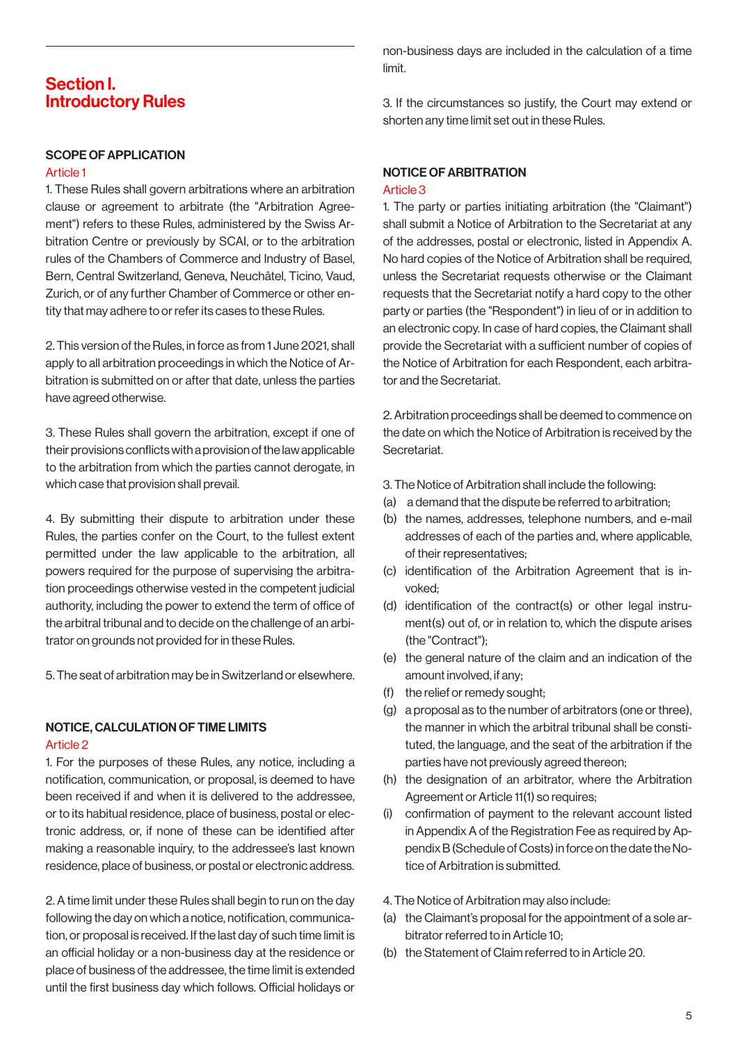# Section I. Introductory Rules

### SCOPE OF APPLICATION

Article 1

1. These Rules shall govern arbitrations where an arbitration clause or agreement to arbitrate (the "Arbitration Agreement") refers to these Rules, administered by the Swiss Arbitration Centre or previously by SCAI, or to the arbitration rules of the Chambers of Commerce and Industry of Basel, Bern, Central Switzerland, Geneva, Neuchâtel, Ticino, Vaud, Zurich, or of any further Chamber of Commerce or other entity that may adhere to or refer its cases to these Rules.

2. This version of the Rules, in force as from 1 June 2021, shall apply to all arbitration proceedings in which the Notice of Arbitration is submitted on or after that date, unless the parties have agreed otherwise.

3. These Rules shall govern the arbitration, except if one of their provisions conflicts with a provision of the law applicable to the arbitration from which the parties cannot derogate, in which case that provision shall prevail.

4. By submitting their dispute to arbitration under these Rules, the parties confer on the Court, to the fullest extent permitted under the law applicable to the arbitration, all powers required for the purpose of supervising the arbitration proceedings otherwise vested in the competent judicial authority, including the power to extend the term of office of the arbitral tribunal and to decide on the challenge of an arbitrator on grounds not provided for in these Rules.

5. The seat of arbitration may be in Switzerland or elsewhere.

### NOTICE, CALCULATION OF TIME LIMITS

Article 2

1. For the purposes of these Rules, any notice, including a notification, communication, or proposal, is deemed to have been received if and when it is delivered to the addressee, or to its habitual residence, place of business, postal or electronic address, or, if none of these can be identified after making a reasonable inquiry, to the addressee's last known residence, place of business, or postal or electronic address.

2. A time limit under these Rules shall begin to run on the day following the day on which a notice, notification, communication, or proposal is received. If the last day of such time limit is an official holiday or a non-business day at the residence or place of business of the addressee, the time limit is extended until the first business day which follows. Official holidays or non-business days are included in the calculation of a time limit.

3. If the circumstances so justify, the Court may extend or shorten any time limit set out in these Rules.

### NOTICE OF ARBITRATION

Article 3

1. The party or parties initiating arbitration (the "Claimant") shall submit a Notice of Arbitration to the Secretariat at any of the addresses, postal or electronic, listed in Appendix A. No hard copies of the Notice of Arbitration shall be required, unless the Secretariat requests otherwise or the Claimant requests that the Secretariat notify a hard copy to the other party or parties (the "Respondent") in lieu of or in addition to an electronic copy. In case of hard copies, the Claimant shall provide the Secretariat with a sufficient number of copies of the Notice of Arbitration for each Respondent, each arbitrator and the Secretariat.

2. Arbitration proceedings shall be deemed to commence on the date on which the Notice of Arbitration is received by the Secretariat.

3. The Notice of Arbitration shall include the following:

(a) a demand that the dispute be referred to arbitration;

(b) the names, addresses, telephone numbers, and e-mail addresses of each of the parties and, where applicable, of their representatives;

(c) identification of the Arbitration Agreement that is invoked;

(d) identification of the contract(s) or other legal instrument(s) out of, or in relation to, which the dispute arises (the "Contract");

(e) the general nature of the claim and an indication of the amount involved, if any;

(f) the relief or remedy sought;

(g) a proposal as to the number of arbitrators (one or three), the manner in which the arbitral tribunal shall be constituted, the language, and the seat of the arbitration if the parties have not previously agreed thereon;

(h) the designation of an arbitrator, where the Arbitration Agreement or Article 11(1) so requires;

(i) confirmation of payment to the relevant account listed in Appendix A of the Registration Fee as required by Appendix B (Schedule of Costs) in force on the date the Notice of Arbitration is submitted.

4. The Notice of Arbitration may also include:

(a) the Claimant's proposal for the appointment of a sole arbitrator referred to in Article 10;

(b) the Statement of Claim referred to in Article 20.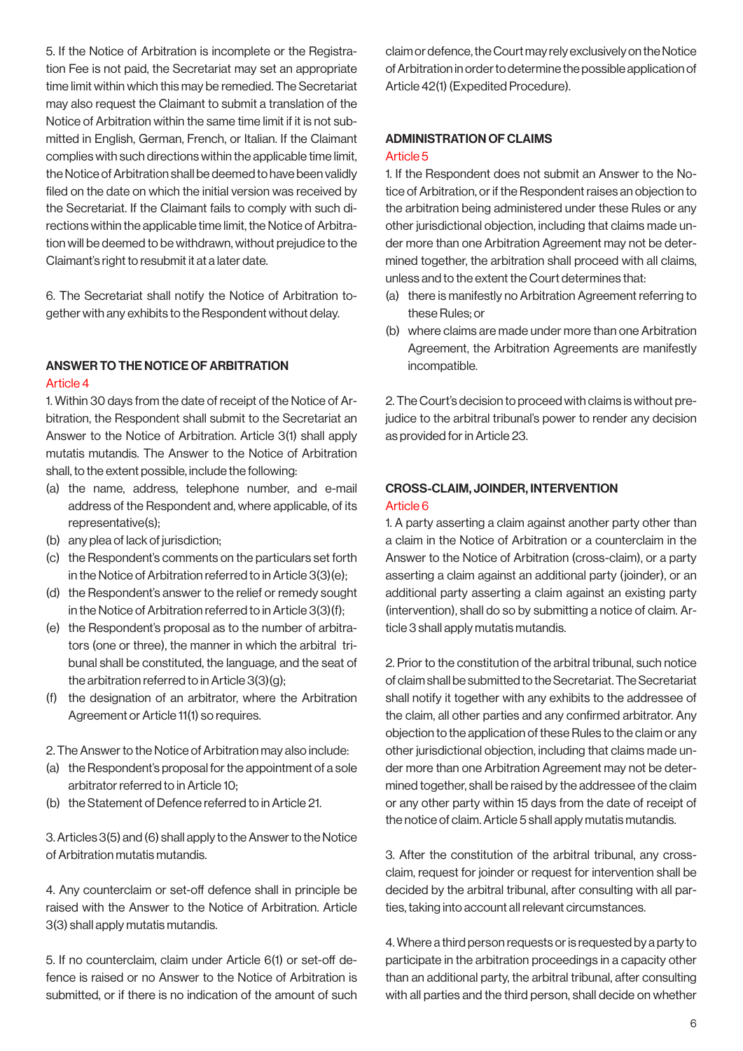5. If the Notice of Arbitration is incomplete or the Registration Fee is not paid, the Secretariat may set an appropriate time limit within which this may be remedied. The Secretariat may also request the Claimant to submit a translation of the Notice of Arbitration within the same time limit if it is not submitted in English, German, French, or Italian. If the Claimant complies with such directions within the applicable time limit, the Notice of Arbitration shall be deemed to have been validly filed on the date on which the initial version was received by the Secretariat. If the Claimant fails to comply with such directions within the applicable time limit, the Notice of Arbitration will be deemed to be withdrawn, without prejudice to the Claimant's right to resubmit it at a later date.

6. The Secretariat shall notify the Notice of Arbitration together with any exhibits to the Respondent without delay.

## ANSWER TO THE NOTICE OF ARBITRATION

### Article 4

1. Within 30 days from the date of receipt of the Notice of Arbitration, the Respondent shall submit to the Secretariat an Answer to the Notice of Arbitration. Article 3(1) shall apply mutatis mutandis. The Answer to the Notice of Arbitration shall, to the extent possible, include the following:

(a) the name, address, telephone number, and e-mail address of the Respondent and, where applicable, of its representative(s);
(b) any plea of lack of jurisdiction;
(c) the Respondent's comments on the particulars set forth in the Notice of Arbitration referred to in Article 3(3)(e);
(d) the Respondent's answer to the relief or remedy sought in the Notice of Arbitration referred to in Article 3(3)(f);
(e) the Respondent's proposal as to the number of arbitrators (one or three), the manner in which the arbitral tribunal shall be constituted, the language, and the seat of the arbitration referred to in Article 3(3)(g);
(f) the designation of an arbitrator, where the Arbitration Agreement or Article 11(1) so requires.

2. The Answer to the Notice of Arbitration may also include:

(a) the Respondent's proposal for the appointment of a sole arbitrator referred to in Article 10;
(b) the Statement of Defence referred to in Article 21.

3. Articles 3(5) and (6) shall apply to the Answer to the Notice of Arbitration mutatis mutandis.

4. Any counterclaim or set-off defence shall in principle be raised with the Answer to the Notice of Arbitration. Article 3(3) shall apply mutatis mutandis.

5. If no counterclaim, claim under Article 6(1) or set-off defence is raised or no Answer to the Notice of Arbitration is submitted, or if there is no indication of the amount of such claim or defence, the Court may rely exclusively on the Notice of Arbitration in order to determine the possible application of Article 42(1) (Expedited Procedure).

## ADMINISTRATION OF CLAIMS

### Article 5

1. If the Respondent does not submit an Answer to the Notice of Arbitration, or if the Respondent raises an objection to the arbitration being administered under these Rules or any other jurisdictional objection, including that claims made under more than one Arbitration Agreement may not be determined together, the arbitration shall proceed with all claims, unless and to the extent the Court determines that:

(a) there is manifestly no Arbitration Agreement referring to these Rules; or
(b) where claims are made under more than one Arbitration Agreement, the Arbitration Agreements are manifestly incompatible.

2. The Court's decision to proceed with claims is without prejudice to the arbitral tribunal's power to render any decision as provided for in Article 23.

## CROSS-CLAIM, JOINDER, INTERVENTION

### Article 6

1. A party asserting a claim against another party other than a claim in the Notice of Arbitration or a counterclaim in the Answer to the Notice of Arbitration (cross-claim), or a party asserting a claim against an additional party (joinder), or an additional party asserting a claim against an existing party (intervention), shall do so by submitting a notice of claim. Article 3 shall apply mutatis mutandis.

2. Prior to the constitution of the arbitral tribunal, such notice of claim shall be submitted to the Secretariat. The Secretariat shall notify it together with any exhibits to the addressee of the claim, all other parties and any confirmed arbitrator. Any objection to the application of these Rules to the claim or any other jurisdictional objection, including that claims made under more than one Arbitration Agreement may not be determined together, shall be raised by the addressee of the claim or any other party within 15 days from the date of receipt of the notice of claim. Article 5 shall apply mutatis mutandis.

3. After the constitution of the arbitral tribunal, any cross-claim, request for joinder or request for intervention shall be decided by the arbitral tribunal, after consulting with all parties, taking into account all relevant circumstances.

4. Where a third person requests or is requested by a party to participate in the arbitration proceedings in a capacity other than an additional party, the arbitral tribunal, after consulting with all parties and the third person, shall decide on whether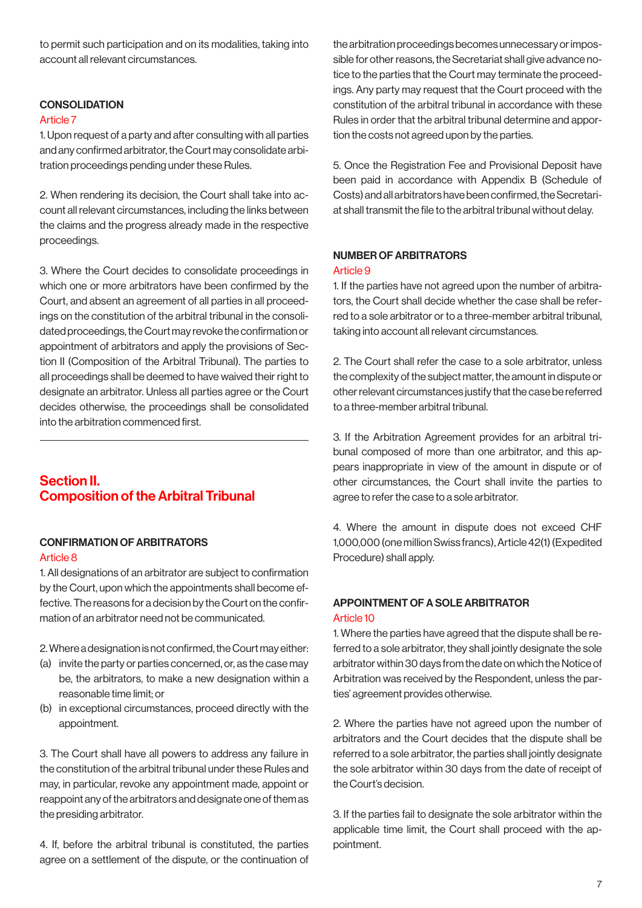to permit such participation and on its modalities, taking into account all relevant circumstances.

### CONSOLIDATION

Article 7

1. Upon request of a party and after consulting with all parties and any confirmed arbitrator, the Court may consolidate arbitration proceedings pending under these Rules.

2. When rendering its decision, the Court shall take into account all relevant circumstances, including the links between the claims and the progress already made in the respective proceedings.

3. Where the Court decides to consolidate proceedings in which one or more arbitrators have been confirmed by the Court, and absent an agreement of all parties in all proceedings on the constitution of the arbitral tribunal in the consolidated proceedings, the Court may revoke the confirmation or appointment of arbitrators and apply the provisions of Section II (Composition of the Arbitral Tribunal). The parties to all proceedings shall be deemed to have waived their right to designate an arbitrator. Unless all parties agree or the Court decides otherwise, the proceedings shall be consolidated into the arbitration commenced first.

## Section II. Composition of the Arbitral Tribunal

### CONFIRMATION OF ARBITRATORS

Article 8

1. All designations of an arbitrator are subject to confirmation by the Court, upon which the appointments shall become effective. The reasons for a decision by the Court on the confirmation of an arbitrator need not be communicated.

2. Where a designation is not confirmed, the Court may either:
(a) invite the party or parties concerned, or, as the case may be, the arbitrators, to make a new designation within a reasonable time limit; or
(b) in exceptional circumstances, proceed directly with the appointment.

3. The Court shall have all powers to address any failure in the constitution of the arbitral tribunal under these Rules and may, in particular, revoke any appointment made, appoint or reappoint any of the arbitrators and designate one of them as the presiding arbitrator.

4. If, before the arbitral tribunal is constituted, the parties agree on a settlement of the dispute, or the continuation of the arbitration proceedings becomes unnecessary or impossible for other reasons, the Secretariat shall give advance notice to the parties that the Court may terminate the proceedings. Any party may request that the Court proceed with the constitution of the arbitral tribunal in accordance with these Rules in order that the arbitral tribunal determine and apportion the costs not agreed upon by the parties.

5. Once the Registration Fee and Provisional Deposit have been paid in accordance with Appendix B (Schedule of Costs) and all arbitrators have been confirmed, the Secretariat shall transmit the file to the arbitral tribunal without delay.

### NUMBER OF ARBITRATORS

Article 9

1. If the parties have not agreed upon the number of arbitrators, the Court shall decide whether the case shall be referred to a sole arbitrator or to a three-member arbitral tribunal, taking into account all relevant circumstances.

2. The Court shall refer the case to a sole arbitrator, unless the complexity of the subject matter, the amount in dispute or other relevant circumstances justify that the case be referred to a three-member arbitral tribunal.

3. If the Arbitration Agreement provides for an arbitral tribunal composed of more than one arbitrator, and this appears inappropriate in view of the amount in dispute or of other circumstances, the Court shall invite the parties to agree to refer the case to a sole arbitrator.

4. Where the amount in dispute does not exceed CHF 1,000,000 (one million Swiss francs), Article 42(1) (Expedited Procedure) shall apply.

### APPOINTMENT OF A SOLE ARBITRATOR

Article 10

1. Where the parties have agreed that the dispute shall be referred to a sole arbitrator, they shall jointly designate the sole arbitrator within 30 days from the date on which the Notice of Arbitration was received by the Respondent, unless the parties' agreement provides otherwise.

2. Where the parties have not agreed upon the number of arbitrators and the Court decides that the dispute shall be referred to a sole arbitrator, the parties shall jointly designate the sole arbitrator within 30 days from the date of receipt of the Court's decision.

3. If the parties fail to designate the sole arbitrator within the applicable time limit, the Court shall proceed with the appointment.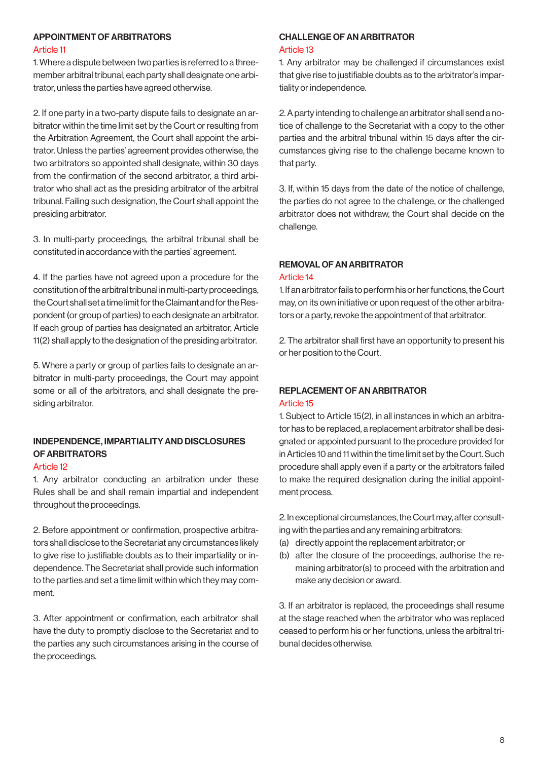## APPOINTMENT OF ARBITRATORS

### Article 11

1. Where a dispute between two parties is referred to a three-member arbitral tribunal, each party shall designate one arbitrator, unless the parties have agreed otherwise.

2. If one party in a two-party dispute fails to designate an arbitrator within the time limit set by the Court or resulting from the Arbitration Agreement, the Court shall appoint the arbitrator. Unless the parties' agreement provides otherwise, the two arbitrators so appointed shall designate, within 30 days from the confirmation of the second arbitrator, a third arbitrator who shall act as the presiding arbitrator of the arbitral tribunal. Failing such designation, the Court shall appoint the presiding arbitrator.

3. In multi-party proceedings, the arbitral tribunal shall be constituted in accordance with the parties' agreement.

4. If the parties have not agreed upon a procedure for the constitution of the arbitral tribunal in multi-party proceedings, the Court shall set a time limit for the Claimant and for the Respondent (or group of parties) to each designate an arbitrator. If each group of parties has designated an arbitrator, Article 11(2) shall apply to the designation of the presiding arbitrator.

5. Where a party or group of parties fails to designate an arbitrator in multi-party proceedings, the Court may appoint some or all of the arbitrators, and shall designate the presiding arbitrator.

## INDEPENDENCE, IMPARTIALITY AND DISCLOSURES OF ARBITRATORS

### Article 12

1. Any arbitrator conducting an arbitration under these Rules shall be and shall remain impartial and independent throughout the proceedings.

2. Before appointment or confirmation, prospective arbitrators shall disclose to the Secretariat any circumstances likely to give rise to justifiable doubts as to their impartiality or independence. The Secretariat shall provide such information to the parties and set a time limit within which they may comment.

3. After appointment or confirmation, each arbitrator shall have the duty to promptly disclose to the Secretariat and to the parties any such circumstances arising in the course of the proceedings.

## CHALLENGE OF AN ARBITRATOR

### Article 13

1. Any arbitrator may be challenged if circumstances exist that give rise to justifiable doubts as to the arbitrator's impartiality or independence.

2. A party intending to challenge an arbitrator shall send a notice of challenge to the Secretariat with a copy to the other parties and the arbitral tribunal within 15 days after the circumstances giving rise to the challenge became known to that party.

3. If, within 15 days from the date of the notice of challenge, the parties do not agree to the challenge, or the challenged arbitrator does not withdraw, the Court shall decide on the challenge.

## REMOVAL OF AN ARBITRATOR

### Article 14

1. If an arbitrator fails to perform his or her functions, the Court may, on its own initiative or upon request of the other arbitrators or a party, revoke the appointment of that arbitrator.

2. The arbitrator shall first have an opportunity to present his or her position to the Court.

## REPLACEMENT OF AN ARBITRATOR

### Article 15

1. Subject to Article 15(2), in all instances in which an arbitrator has to be replaced, a replacement arbitrator shall be designated or appointed pursuant to the procedure provided for in Articles 10 and 11 within the time limit set by the Court. Such procedure shall apply even if a party or the arbitrators failed to make the required designation during the initial appointment process.

2. In exceptional circumstances, the Court may, after consulting with the parties and any remaining arbitrators:

(a) directly appoint the replacement arbitrator; or

(b) after the closure of the proceedings, authorise the remaining arbitrator(s) to proceed with the arbitration and make any decision or award.

3. If an arbitrator is replaced, the proceedings shall resume at the stage reached when the arbitrator who was replaced ceased to perform his or her functions, unless the arbitral tribunal decides otherwise.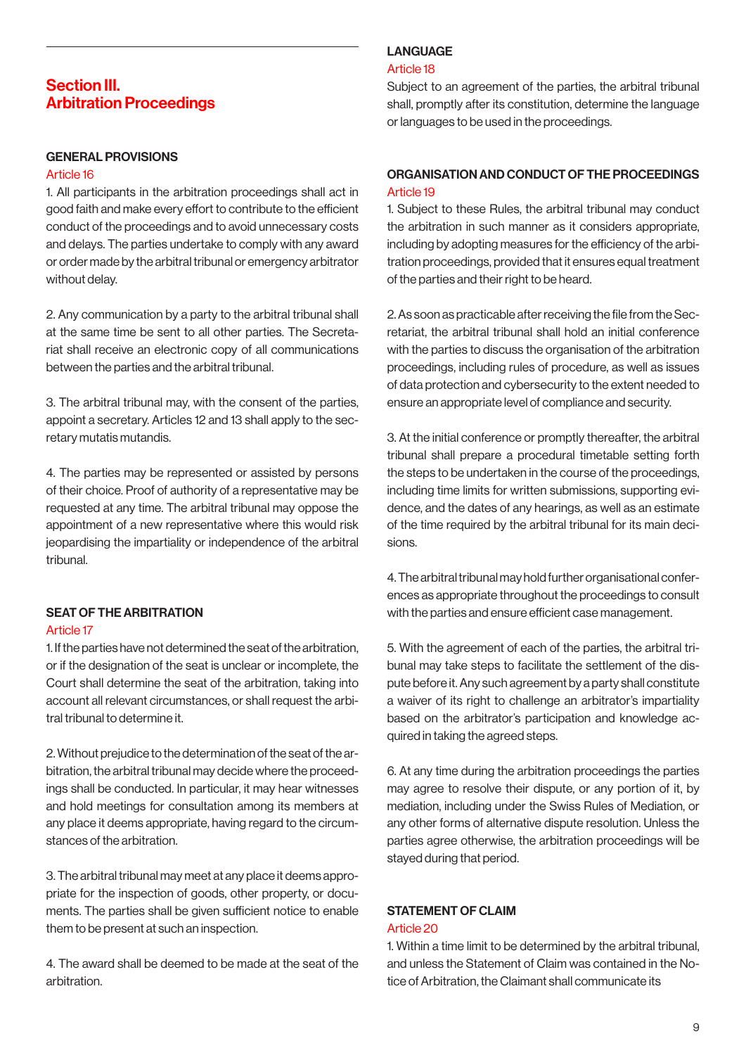# Section III. Arbitration Proceedings

## GENERAL PROVISIONS

### Article 16

1. All participants in the arbitration proceedings shall act in good faith and make every effort to contribute to the efficient conduct of the proceedings and to avoid unnecessary costs and delays. The parties undertake to comply with any award or order made by the arbitral tribunal or emergency arbitrator without delay.

2. Any communication by a party to the arbitral tribunal shall at the same time be sent to all other parties. The Secretariat shall receive an electronic copy of all communications between the parties and the arbitral tribunal.

3. The arbitral tribunal may, with the consent of the parties, appoint a secretary. Articles 12 and 13 shall apply to the secretary mutatis mutandis.

4. The parties may be represented or assisted by persons of their choice. Proof of authority of a representative may be requested at any time. The arbitral tribunal may oppose the appointment of a new representative where this would risk jeopardising the impartiality or independence of the arbitral tribunal.

## SEAT OF THE ARBITRATION

### Article 17

1. If the parties have not determined the seat of the arbitration, or if the designation of the seat is unclear or incomplete, the Court shall determine the seat of the arbitration, taking into account all relevant circumstances, or shall request the arbitral tribunal to determine it.

2. Without prejudice to the determination of the seat of the arbitration, the arbitral tribunal may decide where the proceedings shall be conducted. In particular, it may hear witnesses and hold meetings for consultation among its members at any place it deems appropriate, having regard to the circumstances of the arbitration.

3. The arbitral tribunal may meet at any place it deems appropriate for the inspection of goods, other property, or documents. The parties shall be given sufficient notice to enable them to be present at such an inspection.

4. The award shall be deemed to be made at the seat of the arbitration.

## LANGUAGE

### Article 18

Subject to an agreement of the parties, the arbitral tribunal shall, promptly after its constitution, determine the language or languages to be used in the proceedings.

## ORGANISATION AND CONDUCT OF THE PROCEEDINGS

### Article 19

1. Subject to these Rules, the arbitral tribunal may conduct the arbitration in such manner as it considers appropriate, including by adopting measures for the efficiency of the arbitration proceedings, provided that it ensures equal treatment of the parties and their right to be heard.

2. As soon as practicable after receiving the file from the Secretariat, the arbitral tribunal shall hold an initial conference with the parties to discuss the organisation of the arbitration proceedings, including rules of procedure, as well as issues of data protection and cybersecurity to the extent needed to ensure an appropriate level of compliance and security.

3. At the initial conference or promptly thereafter, the arbitral tribunal shall prepare a procedural timetable setting forth the steps to be undertaken in the course of the proceedings, including time limits for written submissions, supporting evidence, and the dates of any hearings, as well as an estimate of the time required by the arbitral tribunal for its main decisions.

4. The arbitral tribunal may hold further organisational conferences as appropriate throughout the proceedings to consult with the parties and ensure efficient case management.

5. With the agreement of each of the parties, the arbitral tribunal may take steps to facilitate the settlement of the dispute before it. Any such agreement by a party shall constitute a waiver of its right to challenge an arbitrator's impartiality based on the arbitrator's participation and knowledge acquired in taking the agreed steps.

6. At any time during the arbitration proceedings the parties may agree to resolve their dispute, or any portion of it, by mediation, including under the Swiss Rules of Mediation, or any other forms of alternative dispute resolution. Unless the parties agree otherwise, the arbitration proceedings will be stayed during that period.

## STATEMENT OF CLAIM

### Article 20

1. Within a time limit to be determined by the arbitral tribunal, and unless the Statement of Claim was contained in the Notice of Arbitration, the Claimant shall communicate its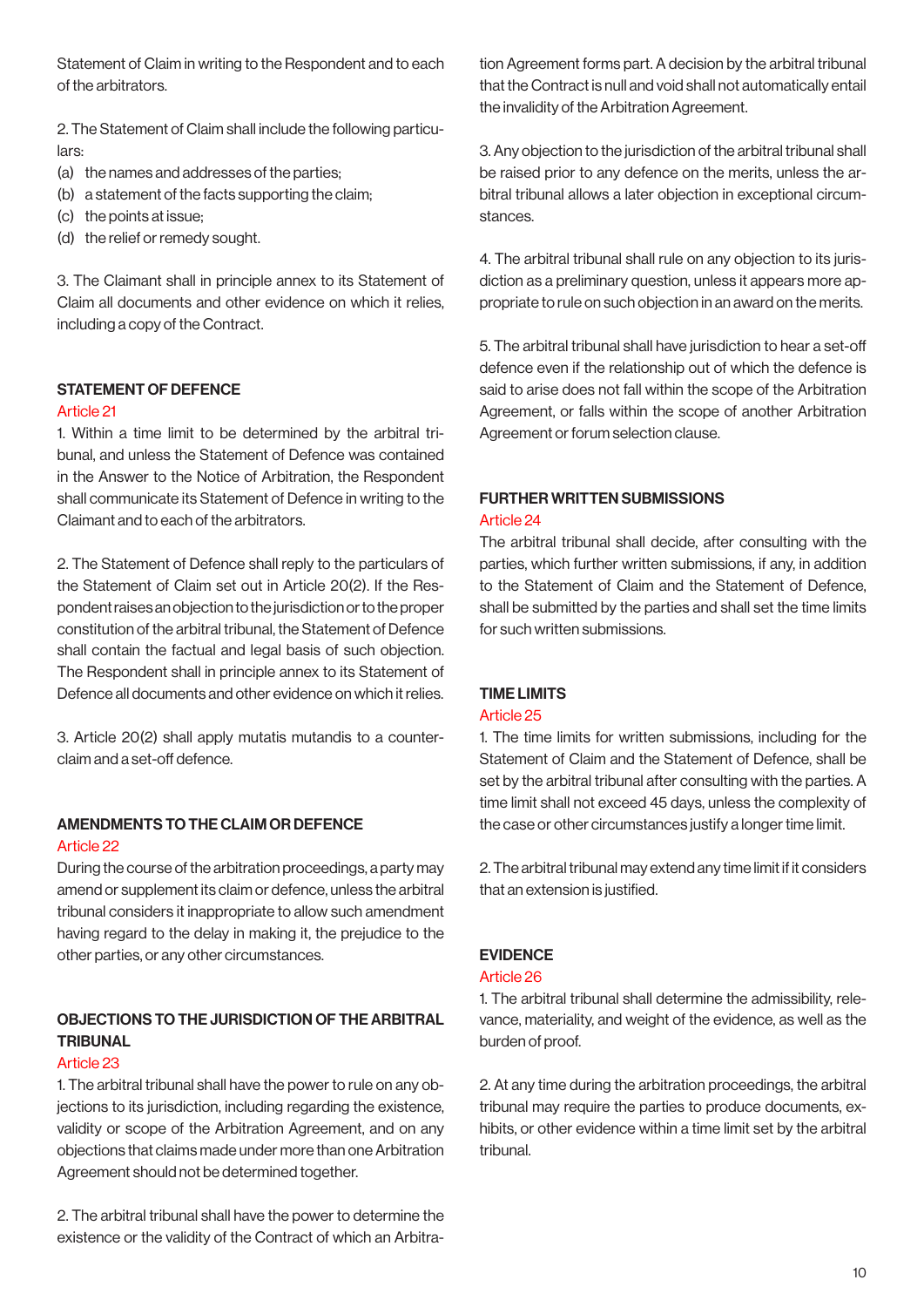Statement of Claim in writing to the Respondent and to each of the arbitrators.

2. The Statement of Claim shall include the following particulars:
(a) the names and addresses of the parties;
(b) a statement of the facts supporting the claim;
(c) the points at issue;
(d) the relief or remedy sought.

3. The Claimant shall in principle annex to its Statement of Claim all documents and other evidence on which it relies, including a copy of the Contract.

## STATEMENT OF DEFENCE

### Article 21

1. Within a time limit to be determined by the arbitral tribunal, and unless the Statement of Defence was contained in the Answer to the Notice of Arbitration, the Respondent shall communicate its Statement of Defence in writing to the Claimant and to each of the arbitrators.

2. The Statement of Defence shall reply to the particulars of the Statement of Claim set out in Article 20(2). If the Respondent raises an objection to the jurisdiction or to the proper constitution of the arbitral tribunal, the Statement of Defence shall contain the factual and legal basis of such objection. The Respondent shall in principle annex to its Statement of Defence all documents and other evidence on which it relies.

3. Article 20(2) shall apply mutatis mutandis to a counterclaim and a set-off defence.

## AMENDMENTS TO THE CLAIM OR DEFENCE

### Article 22

During the course of the arbitration proceedings, a party may amend or supplement its claim or defence, unless the arbitral tribunal considers it inappropriate to allow such amendment having regard to the delay in making it, the prejudice to the other parties, or any other circumstances.

## OBJECTIONS TO THE JURISDICTION OF THE ARBITRAL TRIBUNAL

### Article 23

1. The arbitral tribunal shall have the power to rule on any objections to its jurisdiction, including regarding the existence, validity or scope of the Arbitration Agreement, and on any objections that claims made under more than one Arbitration Agreement should not be determined together.

2. The arbitral tribunal shall have the power to determine the existence or the validity of the Contract of which an Arbitration Agreement forms part. A decision by the arbitral tribunal that the Contract is null and void shall not automatically entail the invalidity of the Arbitration Agreement.

3. Any objection to the jurisdiction of the arbitral tribunal shall be raised prior to any defence on the merits, unless the arbitral tribunal allows a later objection in exceptional circumstances.

4. The arbitral tribunal shall rule on any objection to its jurisdiction as a preliminary question, unless it appears more appropriate to rule on such objection in an award on the merits.

5. The arbitral tribunal shall have jurisdiction to hear a set-off defence even if the relationship out of which the defence is said to arise does not fall within the scope of the Arbitration Agreement, or falls within the scope of another Arbitration Agreement or forum selection clause.

## FURTHER WRITTEN SUBMISSIONS

### Article 24

The arbitral tribunal shall decide, after consulting with the parties, which further written submissions, if any, in addition to the Statement of Claim and the Statement of Defence, shall be submitted by the parties and shall set the time limits for such written submissions.

## TIME LIMITS

### Article 25

1. The time limits for written submissions, including for the Statement of Claim and the Statement of Defence, shall be set by the arbitral tribunal after consulting with the parties. A time limit shall not exceed 45 days, unless the complexity of the case or other circumstances justify a longer time limit.

2. The arbitral tribunal may extend any time limit if it considers that an extension is justified.

## EVIDENCE

### Article 26

1. The arbitral tribunal shall determine the admissibility, relevance, materiality, and weight of the evidence, as well as the burden of proof.

2. At any time during the arbitration proceedings, the arbitral tribunal may require the parties to produce documents, exhibits, or other evidence within a time limit set by the arbitral tribunal.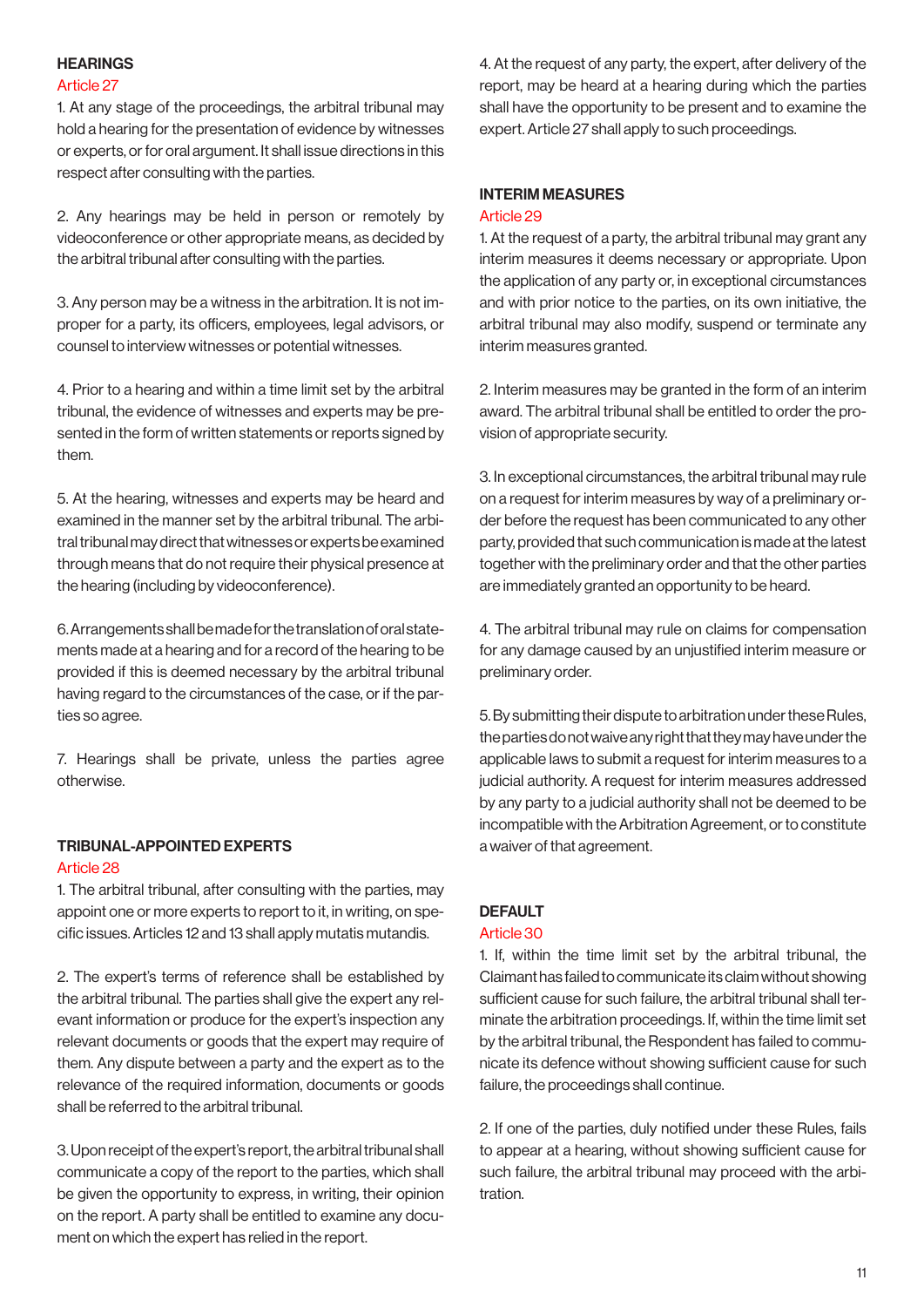## HEARINGS

### Article 27

1. At any stage of the proceedings, the arbitral tribunal may hold a hearing for the presentation of evidence by witnesses or experts, or for oral argument. It shall issue directions in this respect after consulting with the parties.

2. Any hearings may be held in person or remotely by videoconference or other appropriate means, as decided by the arbitral tribunal after consulting with the parties.

3. Any person may be a witness in the arbitration. It is not improper for a party, its officers, employees, legal advisors, or counsel to interview witnesses or potential witnesses.

4. Prior to a hearing and within a time limit set by the arbitral tribunal, the evidence of witnesses and experts may be presented in the form of written statements or reports signed by them.

5. At the hearing, witnesses and experts may be heard and examined in the manner set by the arbitral tribunal. The arbitral tribunal may direct that witnesses or experts be examined through means that do not require their physical presence at the hearing (including by videoconference).

6. Arrangements shall be made for the translation of oral statements made at a hearing and for a record of the hearing to be provided if this is deemed necessary by the arbitral tribunal having regard to the circumstances of the case, or if the parties so agree.

7. Hearings shall be private, unless the parties agree otherwise.

## TRIBUNAL-APPOINTED EXPERTS

### Article 28

1. The arbitral tribunal, after consulting with the parties, may appoint one or more experts to report to it, in writing, on specific issues. Articles 12 and 13 shall apply mutatis mutandis.

2. The expert's terms of reference shall be established by the arbitral tribunal. The parties shall give the expert any relevant information or produce for the expert's inspection any relevant documents or goods that the expert may require of them. Any dispute between a party and the expert as to the relevance of the required information, documents or goods shall be referred to the arbitral tribunal.

3. Upon receipt of the expert's report, the arbitral tribunal shall communicate a copy of the report to the parties, which shall be given the opportunity to express, in writing, their opinion on the report. A party shall be entitled to examine any document on which the expert has relied in the report.

4. At the request of any party, the expert, after delivery of the report, may be heard at a hearing during which the parties shall have the opportunity to be present and to examine the expert. Article 27 shall apply to such proceedings.

## INTERIM MEASURES

### Article 29

1. At the request of a party, the arbitral tribunal may grant any interim measures it deems necessary or appropriate. Upon the application of any party or, in exceptional circumstances and with prior notice to the parties, on its own initiative, the arbitral tribunal may also modify, suspend or terminate any interim measures granted.

2. Interim measures may be granted in the form of an interim award. The arbitral tribunal shall be entitled to order the provision of appropriate security.

3. In exceptional circumstances, the arbitral tribunal may rule on a request for interim measures by way of a preliminary order before the request has been communicated to any other party, provided that such communication is made at the latest together with the preliminary order and that the other parties are immediately granted an opportunity to be heard.

4. The arbitral tribunal may rule on claims for compensation for any damage caused by an unjustified interim measure or preliminary order.

5. By submitting their dispute to arbitration under these Rules, the parties do not waive any right that they may have under the applicable laws to submit a request for interim measures to a judicial authority. A request for interim measures addressed by any party to a judicial authority shall not be deemed to be incompatible with the Arbitration Agreement, or to constitute a waiver of that agreement.

## DEFAULT

### Article 30

1. If, within the time limit set by the arbitral tribunal, the Claimant has failed to communicate its claim without showing sufficient cause for such failure, the arbitral tribunal shall terminate the arbitration proceedings. If, within the time limit set by the arbitral tribunal, the Respondent has failed to communicate its defence without showing sufficient cause for such failure, the proceedings shall continue.

2. If one of the parties, duly notified under these Rules, fails to appear at a hearing, without showing sufficient cause for such failure, the arbitral tribunal may proceed with the arbitration.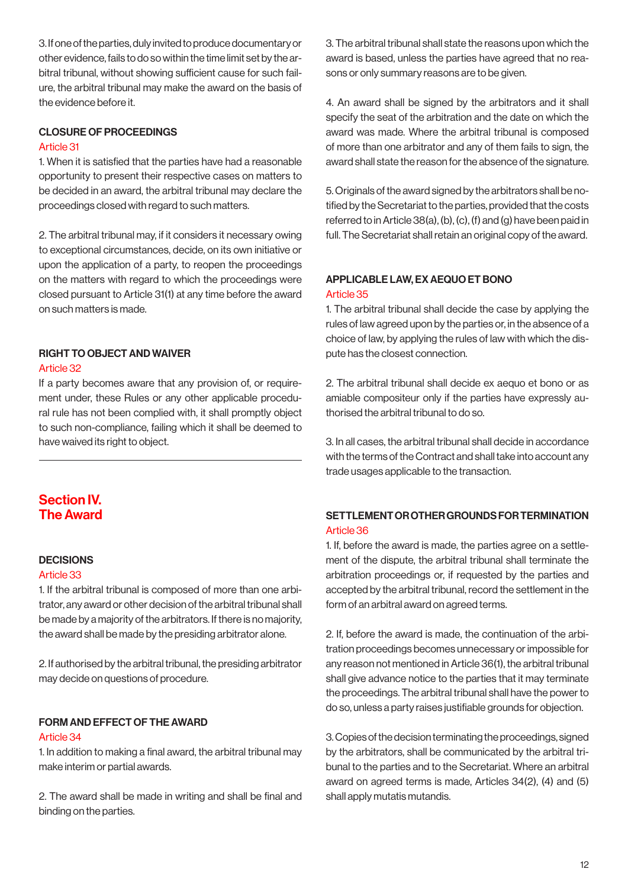3. If one of the parties, duly invited to produce documentary or other evidence, fails to do so within the time limit set by the arbitral tribunal, without showing sufficient cause for such failure, the arbitral tribunal may make the award on the basis of the evidence before it.

### CLOSURE OF PROCEEDINGS

Article 31

1. When it is satisfied that the parties have had a reasonable opportunity to present their respective cases on matters to be decided in an award, the arbitral tribunal may declare the proceedings closed with regard to such matters.

2. The arbitral tribunal may, if it considers it necessary owing to exceptional circumstances, decide, on its own initiative or upon the application of a party, to reopen the proceedings on the matters with regard to which the proceedings were closed pursuant to Article 31(1) at any time before the award on such matters is made.

### RIGHT TO OBJECT AND WAIVER

Article 32

If a party becomes aware that any provision of, or requirement under, these Rules or any other applicable procedural rule has not been complied with, it shall promptly object to such non-compliance, failing which it shall be deemed to have waived its right to object.

## Section IV. The Award

### DECISIONS

Article 33

1. If the arbitral tribunal is composed of more than one arbitrator, any award or other decision of the arbitral tribunal shall be made by a majority of the arbitrators. If there is no majority, the award shall be made by the presiding arbitrator alone.

2. If authorised by the arbitral tribunal, the presiding arbitrator may decide on questions of procedure.

### FORM AND EFFECT OF THE AWARD

Article 34

1. In addition to making a final award, the arbitral tribunal may make interim or partial awards.

2. The award shall be made in writing and shall be final and binding on the parties.

3. The arbitral tribunal shall state the reasons upon which the award is based, unless the parties have agreed that no reasons or only summary reasons are to be given.

4. An award shall be signed by the arbitrators and it shall specify the seat of the arbitration and the date on which the award was made. Where the arbitral tribunal is composed of more than one arbitrator and any of them fails to sign, the award shall state the reason for the absence of the signature.

5. Originals of the award signed by the arbitrators shall be notified by the Secretariat to the parties, provided that the costs referred to in Article 38(a), (b), (c), (f) and (g) have been paid in full. The Secretariat shall retain an original copy of the award.

### APPLICABLE LAW, EX AEQUO ET BONO

Article 35

1. The arbitral tribunal shall decide the case by applying the rules of law agreed upon by the parties or, in the absence of a choice of law, by applying the rules of law with which the dispute has the closest connection.

2. The arbitral tribunal shall decide ex aequo et bono or as amiable compositeur only if the parties have expressly authorised the arbitral tribunal to do so.

3. In all cases, the arbitral tribunal shall decide in accordance with the terms of the Contract and shall take into account any trade usages applicable to the transaction.

### SETTLEMENT OR OTHER GROUNDS FOR TERMINATION

Article 36

1. If, before the award is made, the parties agree on a settlement of the dispute, the arbitral tribunal shall terminate the arbitration proceedings or, if requested by the parties and accepted by the arbitral tribunal, record the settlement in the form of an arbitral award on agreed terms.

2. If, before the award is made, the continuation of the arbitration proceedings becomes unnecessary or impossible for any reason not mentioned in Article 36(1), the arbitral tribunal shall give advance notice to the parties that it may terminate the proceedings. The arbitral tribunal shall have the power to do so, unless a party raises justifiable grounds for objection.

3. Copies of the decision terminating the proceedings, signed by the arbitrators, shall be communicated by the arbitral tribunal to the parties and to the Secretariat. Where an arbitral award on agreed terms is made, Articles 34(2), (4) and (5) shall apply mutatis mutandis.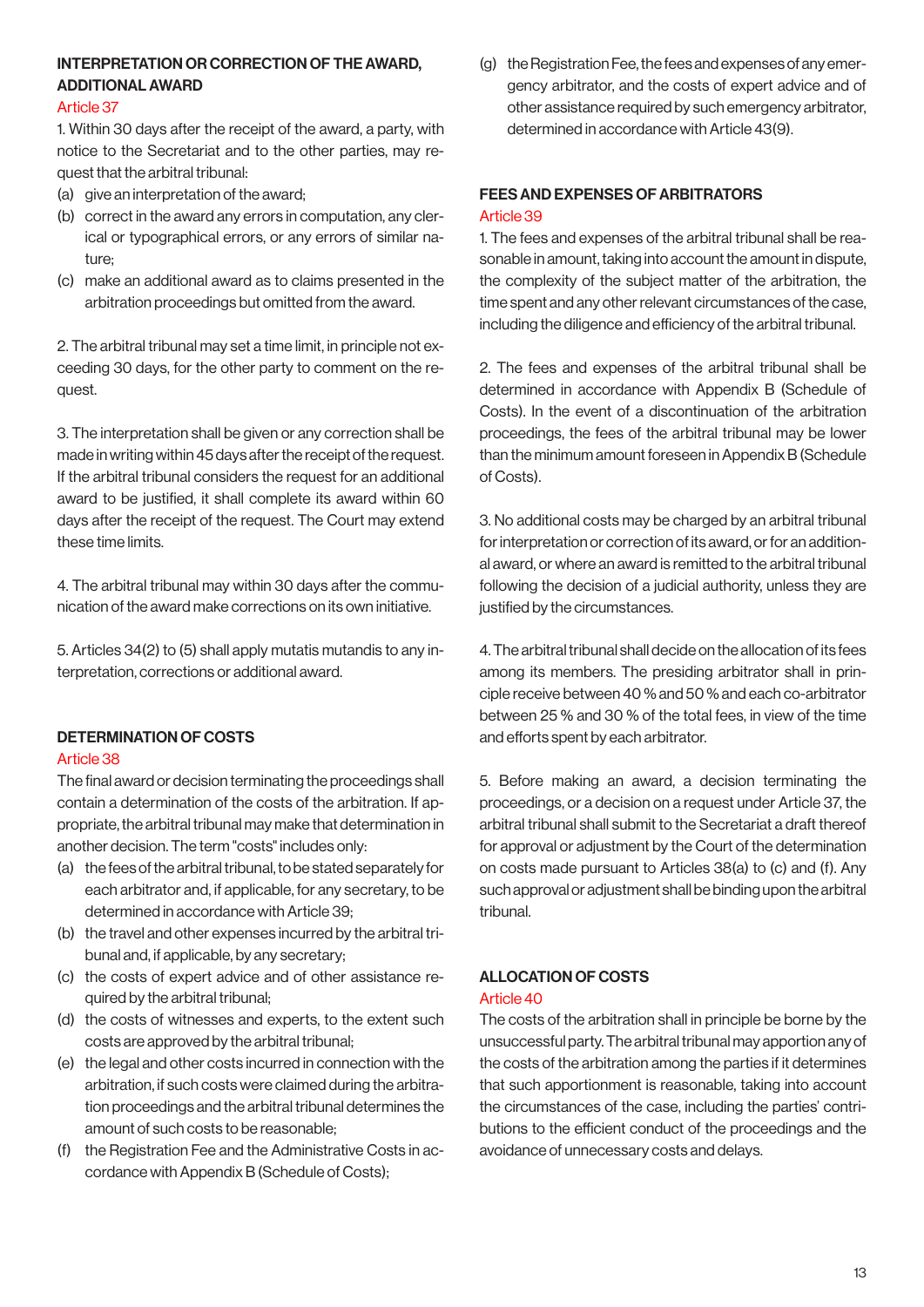## INTERPRETATION OR CORRECTION OF THE AWARD, ADDITIONAL AWARD

### Article 37

1. Within 30 days after the receipt of the award, a party, with notice to the Secretariat and to the other parties, may request that the arbitral tribunal:
   (a) give an interpretation of the award;
   (b) correct in the award any errors in computation, any clerical or typographical errors, or any errors of similar nature;
   (c) make an additional award as to claims presented in the arbitration proceedings but omitted from the award.

2. The arbitral tribunal may set a time limit, in principle not exceeding 30 days, for the other party to comment on the request.

3. The interpretation shall be given or any correction shall be made in writing within 45 days after the receipt of the request. If the arbitral tribunal considers the request for an additional award to be justified, it shall complete its award within 60 days after the receipt of the request. The Court may extend these time limits.

4. The arbitral tribunal may within 30 days after the communication of the award make corrections on its own initiative.

5. Articles 34(2) to (5) shall apply mutatis mutandis to any interpretation, corrections or additional award.

## DETERMINATION OF COSTS

### Article 38

The final award or decision terminating the proceedings shall contain a determination of the costs of the arbitration. If appropriate, the arbitral tribunal may make that determination in another decision. The term "costs" includes only:

(a) the fees of the arbitral tribunal, to be stated separately for each arbitrator and, if applicable, for any secretary, to be determined in accordance with Article 39;
(b) the travel and other expenses incurred by the arbitral tribunal and, if applicable, by any secretary;
(c) the costs of expert advice and of other assistance required by the arbitral tribunal;
(d) the costs of witnesses and experts, to the extent such costs are approved by the arbitral tribunal;
(e) the legal and other costs incurred in connection with the arbitration, if such costs were claimed during the arbitration proceedings and the arbitral tribunal determines the amount of such costs to be reasonable;
(f) the Registration Fee and the Administrative Costs in accordance with Appendix B (Schedule of Costs);
(g) the Registration Fee, the fees and expenses of any emergency arbitrator, and the costs of expert advice and of other assistance required by such emergency arbitrator, determined in accordance with Article 43(9).

## FEES AND EXPENSES OF ARBITRATORS

### Article 39

1. The fees and expenses of the arbitral tribunal shall be reasonable in amount, taking into account the amount in dispute, the complexity of the subject matter of the arbitration, the time spent and any other relevant circumstances of the case, including the diligence and efficiency of the arbitral tribunal.

2. The fees and expenses of the arbitral tribunal shall be determined in accordance with Appendix B (Schedule of Costs). In the event of a discontinuation of the arbitration proceedings, the fees of the arbitral tribunal may be lower than the minimum amount foreseen in Appendix B (Schedule of Costs).

3. No additional costs may be charged by an arbitral tribunal for interpretation or correction of its award, or for an additional award, or where an award is remitted to the arbitral tribunal following the decision of a judicial authority, unless they are justified by the circumstances.

4. The arbitral tribunal shall decide on the allocation of its fees among its members. The presiding arbitrator shall in principle receive between 40 % and 50 % and each co-arbitrator between 25 % and 30 % of the total fees, in view of the time and efforts spent by each arbitrator.

5. Before making an award, a decision terminating the proceedings, or a decision on a request under Article 37, the arbitral tribunal shall submit to the Secretariat a draft thereof for approval or adjustment by the Court of the determination on costs made pursuant to Articles 38(a) to (c) and (f). Any such approval or adjustment shall be binding upon the arbitral tribunal.

## ALLOCATION OF COSTS

### Article 40

The costs of the arbitration shall in principle be borne by the unsuccessful party. The arbitral tribunal may apportion any of the costs of the arbitration among the parties if it determines that such apportionment is reasonable, taking into account the circumstances of the case, including the parties' contributions to the efficient conduct of the proceedings and the avoidance of unnecessary costs and delays.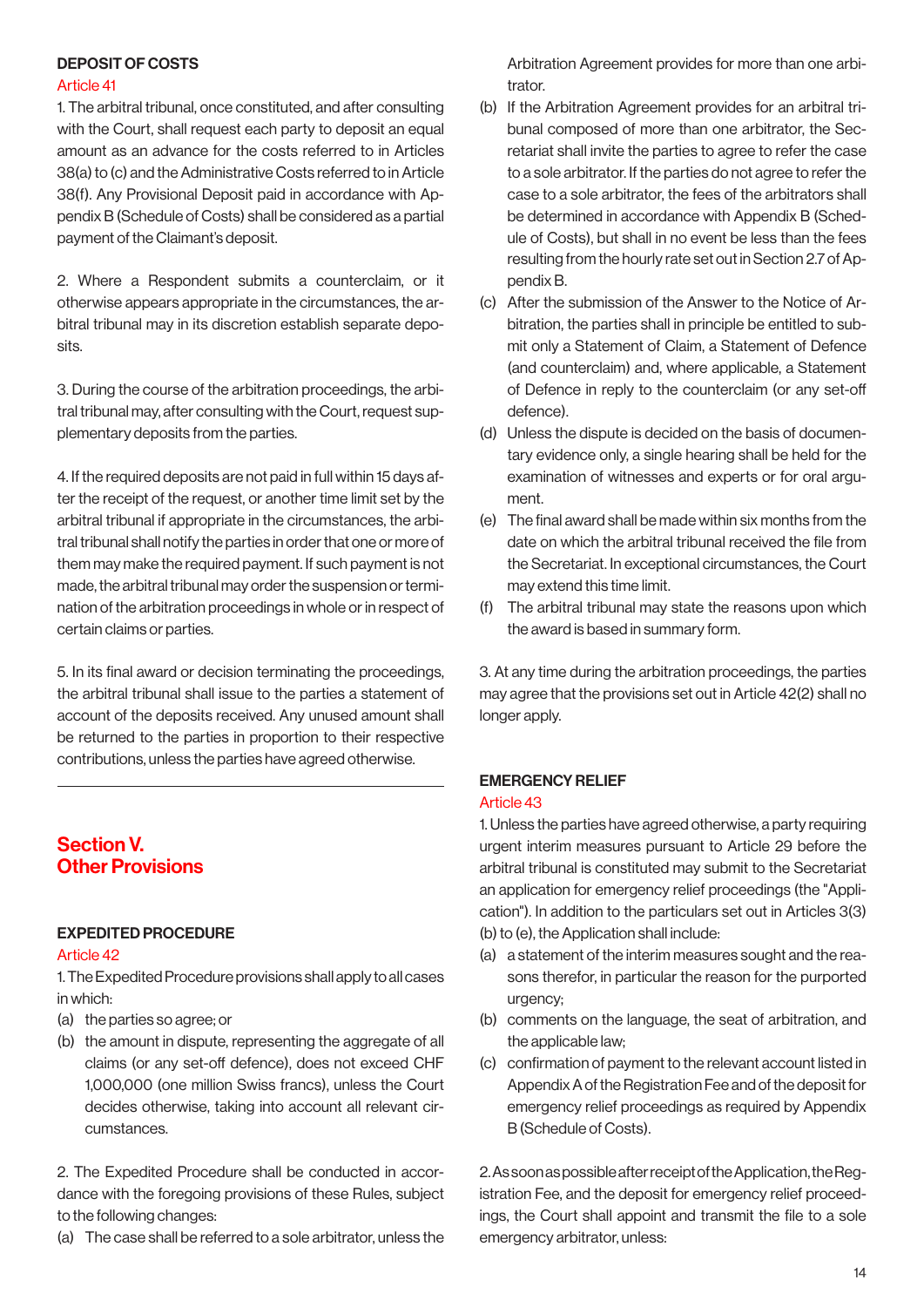### DEPOSIT OF COSTS

Article 41

1. The arbitral tribunal, once constituted, and after consulting with the Court, shall request each party to deposit an equal amount as an advance for the costs referred to in Articles 38(a) to (c) and the Administrative Costs referred to in Article 38(f). Any Provisional Deposit paid in accordance with Appendix B (Schedule of Costs) shall be considered as a partial payment of the Claimant's deposit.

2. Where a Respondent submits a counterclaim, or it otherwise appears appropriate in the circumstances, the arbitral tribunal may in its discretion establish separate deposits.

3. During the course of the arbitration proceedings, the arbitral tribunal may, after consulting with the Court, request supplementary deposits from the parties.

4. If the required deposits are not paid in full within 15 days after the receipt of the request, or another time limit set by the arbitral tribunal if appropriate in the circumstances, the arbitral tribunal shall notify the parties in order that one or more of them may make the required payment. If such payment is not made, the arbitral tribunal may order the suspension or termination of the arbitration proceedings in whole or in respect of certain claims or parties.

5. In its final award or decision terminating the proceedings, the arbitral tribunal shall issue to the parties a statement of account of the deposits received. Any unused amount shall be returned to the parties in proportion to their respective contributions, unless the parties have agreed otherwise.

## Section V. Other Provisions

### EXPEDITED PROCEDURE

Article 42

1. The Expedited Procedure provisions shall apply to all cases in which:

(a) the parties so agree; or
(b) the amount in dispute, representing the aggregate of all claims (or any set-off defence), does not exceed CHF 1,000,000 (one million Swiss francs), unless the Court decides otherwise, taking into account all relevant circumstances.

2. The Expedited Procedure shall be conducted in accordance with the foregoing provisions of these Rules, subject to the following changes:

(a) The case shall be referred to a sole arbitrator, unless the Arbitration Agreement provides for more than one arbitrator.
(b) If the Arbitration Agreement provides for an arbitral tribunal composed of more than one arbitrator, the Secretariat shall invite the parties to agree to refer the case to a sole arbitrator. If the parties do not agree to refer the case to a sole arbitrator, the fees of the arbitrators shall be determined in accordance with Appendix B (Schedule of Costs), but shall in no event be less than the fees resulting from the hourly rate set out in Section 2.7 of Appendix B.
(c) After the submission of the Answer to the Notice of Arbitration, the parties shall in principle be entitled to submit only a Statement of Claim, a Statement of Defence (and counterclaim) and, where applicable, a Statement of Defence in reply to the counterclaim (or any set-off defence).
(d) Unless the dispute is decided on the basis of documentary evidence only, a single hearing shall be held for the examination of witnesses and experts or for oral argument.
(e) The final award shall be made within six months from the date on which the arbitral tribunal received the file from the Secretariat. In exceptional circumstances, the Court may extend this time limit.
(f) The arbitral tribunal may state the reasons upon which the award is based in summary form.

3. At any time during the arbitration proceedings, the parties may agree that the provisions set out in Article 42(2) shall no longer apply.

### EMERGENCY RELIEF

Article 43

1. Unless the parties have agreed otherwise, a party requiring urgent interim measures pursuant to Article 29 before the arbitral tribunal is constituted may submit to the Secretariat an application for emergency relief proceedings (the "Application"). In addition to the particulars set out in Articles 3(3)(b) to (e), the Application shall include:

(a) a statement of the interim measures sought and the reasons therefor, in particular the reason for the purported urgency;
(b) comments on the language, the seat of arbitration, and the applicable law;
(c) confirmation of payment to the relevant account listed in Appendix A of the Registration Fee and of the deposit for emergency relief proceedings as required by Appendix B (Schedule of Costs).

2. As soon as possible after receipt of the Application, the Registration Fee, and the deposit for emergency relief proceedings, the Court shall appoint and transmit the file to a sole emergency arbitrator, unless: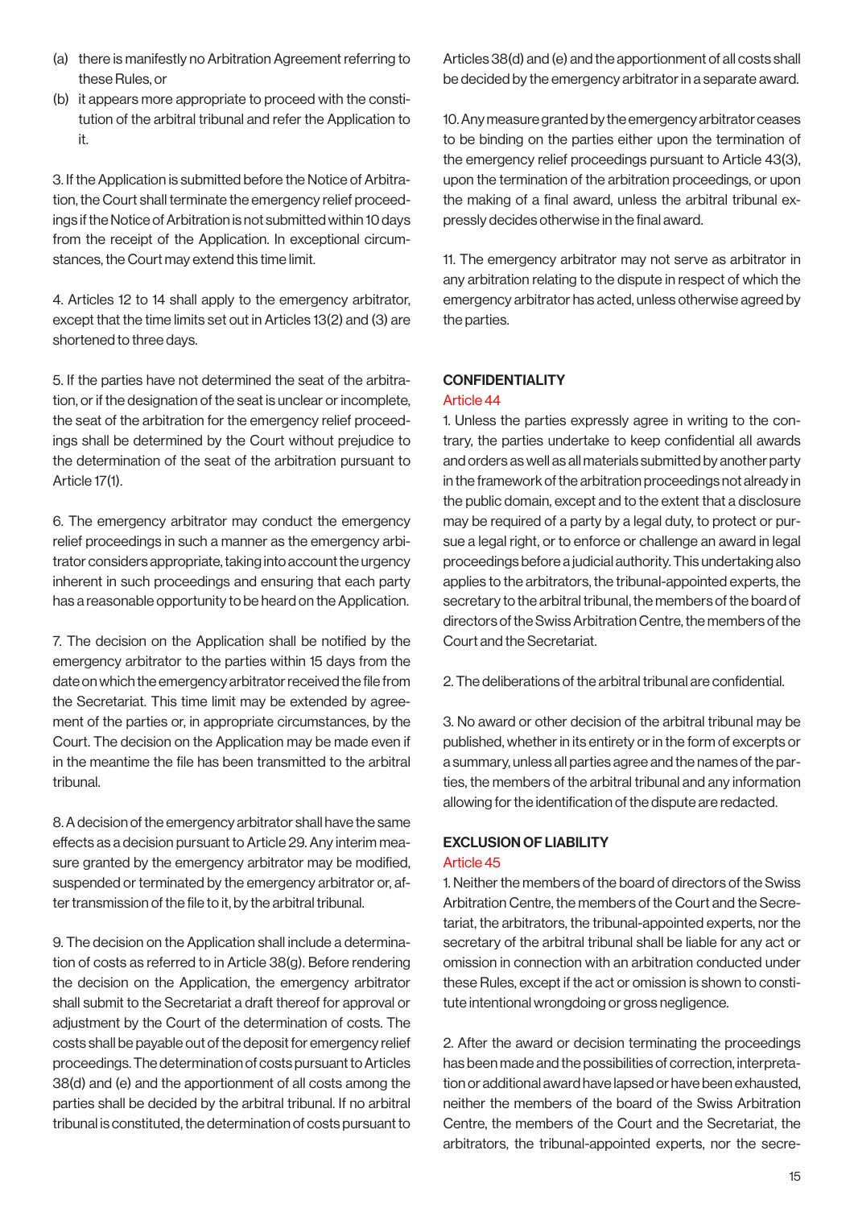(a) there is manifestly no Arbitration Agreement referring to these Rules, or
(b) it appears more appropriate to proceed with the constitution of the arbitral tribunal and refer the Application to it.

3. If the Application is submitted before the Notice of Arbitration, the Court shall terminate the emergency relief proceedings if the Notice of Arbitration is not submitted within 10 days from the receipt of the Application. In exceptional circumstances, the Court may extend this time limit.

4. Articles 12 to 14 shall apply to the emergency arbitrator, except that the time limits set out in Articles 13(2) and (3) are shortened to three days.

5. If the parties have not determined the seat of the arbitration, or if the designation of the seat is unclear or incomplete, the seat of the arbitration for the emergency relief proceedings shall be determined by the Court without prejudice to the determination of the seat of the arbitration pursuant to Article 17(1).

6. The emergency arbitrator may conduct the emergency relief proceedings in such a manner as the emergency arbitrator considers appropriate, taking into account the urgency inherent in such proceedings and ensuring that each party has a reasonable opportunity to be heard on the Application.

7. The decision on the Application shall be notified by the emergency arbitrator to the parties within 15 days from the date on which the emergency arbitrator received the file from the Secretariat. This time limit may be extended by agreement of the parties or, in appropriate circumstances, by the Court. The decision on the Application may be made even if in the meantime the file has been transmitted to the arbitral tribunal.

8. A decision of the emergency arbitrator shall have the same effects as a decision pursuant to Article 29. Any interim measure granted by the emergency arbitrator may be modified, suspended or terminated by the emergency arbitrator or, after transmission of the file to it, by the arbitral tribunal.

9. The decision on the Application shall include a determination of costs as referred to in Article 38(g). Before rendering the decision on the Application, the emergency arbitrator shall submit to the Secretariat a draft thereof for approval or adjustment by the Court of the determination of costs. The costs shall be payable out of the deposit for emergency relief proceedings. The determination of costs pursuant to Articles 38(d) and (e) and the apportionment of all costs among the parties shall be decided by the arbitral tribunal. If no arbitral tribunal is constituted, the determination of costs pursuant to Articles 38(d) and (e) and the apportionment of all costs shall be decided by the emergency arbitrator in a separate award.

10. Any measure granted by the emergency arbitrator ceases to be binding on the parties either upon the termination of the emergency relief proceedings pursuant to Article 43(3), upon the termination of the arbitration proceedings, or upon the making of a final award, unless the arbitral tribunal expressly decides otherwise in the final award.

11. The emergency arbitrator may not serve as arbitrator in any arbitration relating to the dispute in respect of which the emergency arbitrator has acted, unless otherwise agreed by the parties.

## CONFIDENTIALITY

### Article 44

1. Unless the parties expressly agree in writing to the contrary, the parties undertake to keep confidential all awards and orders as well as all materials submitted by another party in the framework of the arbitration proceedings not already in the public domain, except and to the extent that a disclosure may be required of a party by a legal duty, to protect or pursue a legal right, or to enforce or challenge an award in legal proceedings before a judicial authority. This undertaking also applies to the arbitrators, the tribunal-appointed experts, the secretary to the arbitral tribunal, the members of the board of directors of the Swiss Arbitration Centre, the members of the Court and the Secretariat.

2. The deliberations of the arbitral tribunal are confidential.

3. No award or other decision of the arbitral tribunal may be published, whether in its entirety or in the form of excerpts or a summary, unless all parties agree and the names of the parties, the members of the arbitral tribunal and any information allowing for the identification of the dispute are redacted.

## EXCLUSION OF LIABILITY

### Article 45

1. Neither the members of the board of directors of the Swiss Arbitration Centre, the members of the Court and the Secretariat, the arbitrators, the tribunal-appointed experts, nor the secretary of the arbitral tribunal shall be liable for any act or omission in connection with an arbitration conducted under these Rules, except if the act or omission is shown to constitute intentional wrongdoing or gross negligence.

2. After the award or decision terminating the proceedings has been made and the possibilities of correction, interpretation or additional award have lapsed or have been exhausted, neither the members of the board of the Swiss Arbitration Centre, the members of the Court and the Secretariat, the arbitrators, the tribunal-appointed experts, nor the secre-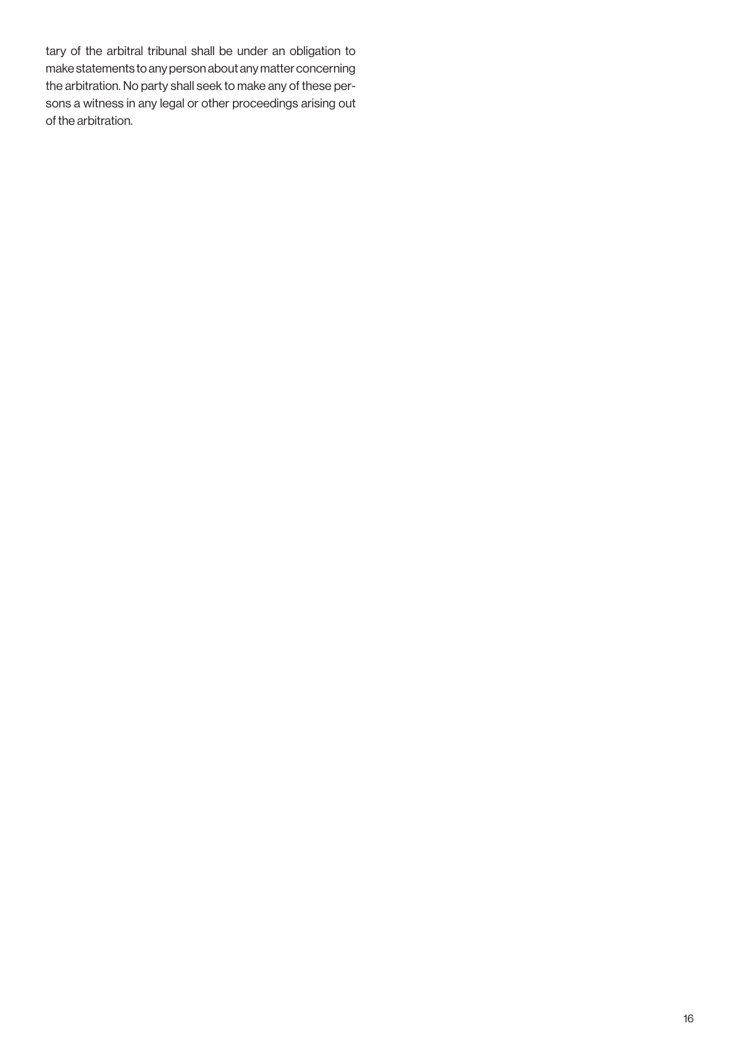tary of the arbitral tribunal shall be under an obligation to make statements to any person about any matter concerning the arbitration. No party shall seek to make any of these persons a witness in any legal or other proceedings arising out of the arbitration.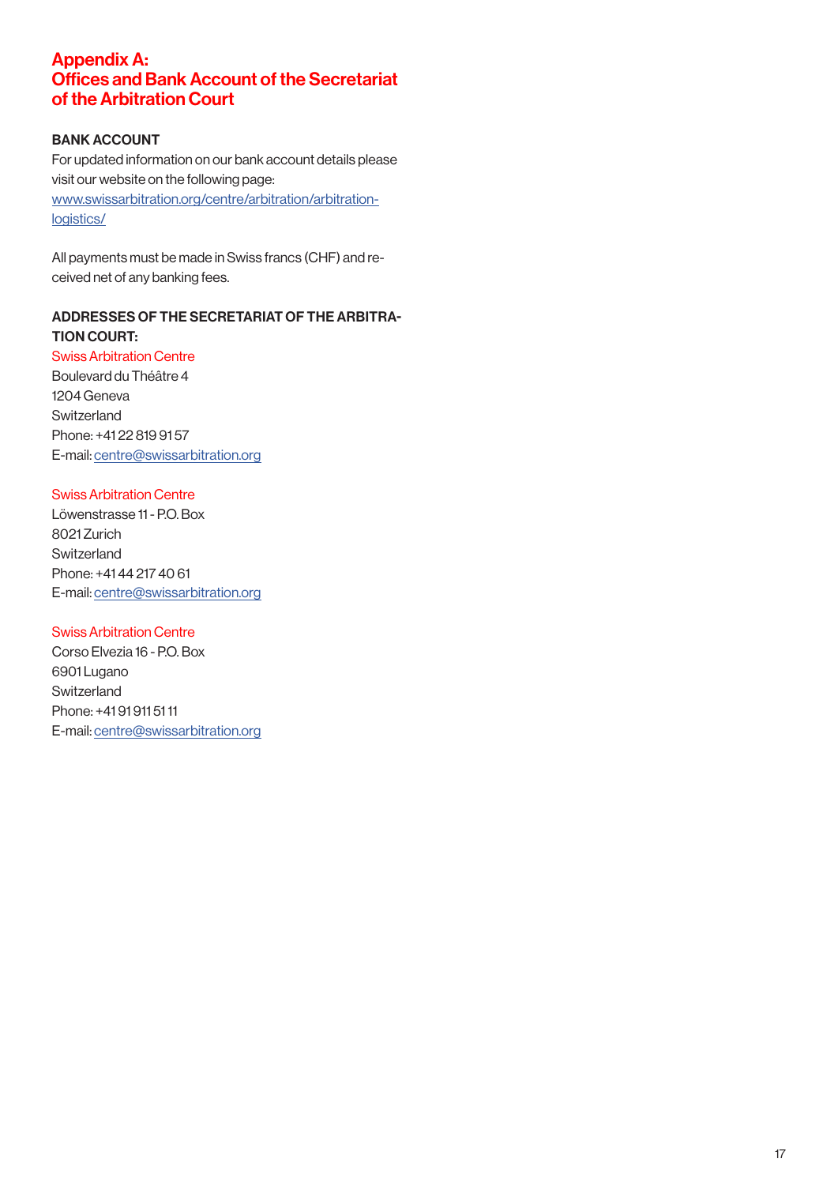# Appendix A: Offices and Bank Account of the Secretariat of the Arbitration Court

**BANK ACCOUNT**

For updated information on our bank account details please visit our website on the following page: [www.swissarbitration.org/centre/arbitration/arbitration-logistics/](www.swissarbitration.org/centre/arbitration/arbitration-logistics/)

All payments must be made in Swiss francs (CHF) and received net of any banking fees.

**ADDRESSES OF THE SECRETARIAT OF THE ARBITRATION COURT:**

Swiss Arbitration Centre
Boulevard du Théâtre 4
1204 Geneva
Switzerland
Phone: +41 22 819 91 57
E-mail: centre@swissarbitration.org

Swiss Arbitration Centre
Löwenstrasse 11 - P.O. Box
8021 Zurich
Switzerland
Phone: +41 44 217 40 61
E-mail: centre@swissarbitration.org

Swiss Arbitration Centre
Corso Elvezia 16 - P.O. Box
6901 Lugano
Switzerland
Phone: +41 91 911 51 11
E-mail: centre@swissarbitration.org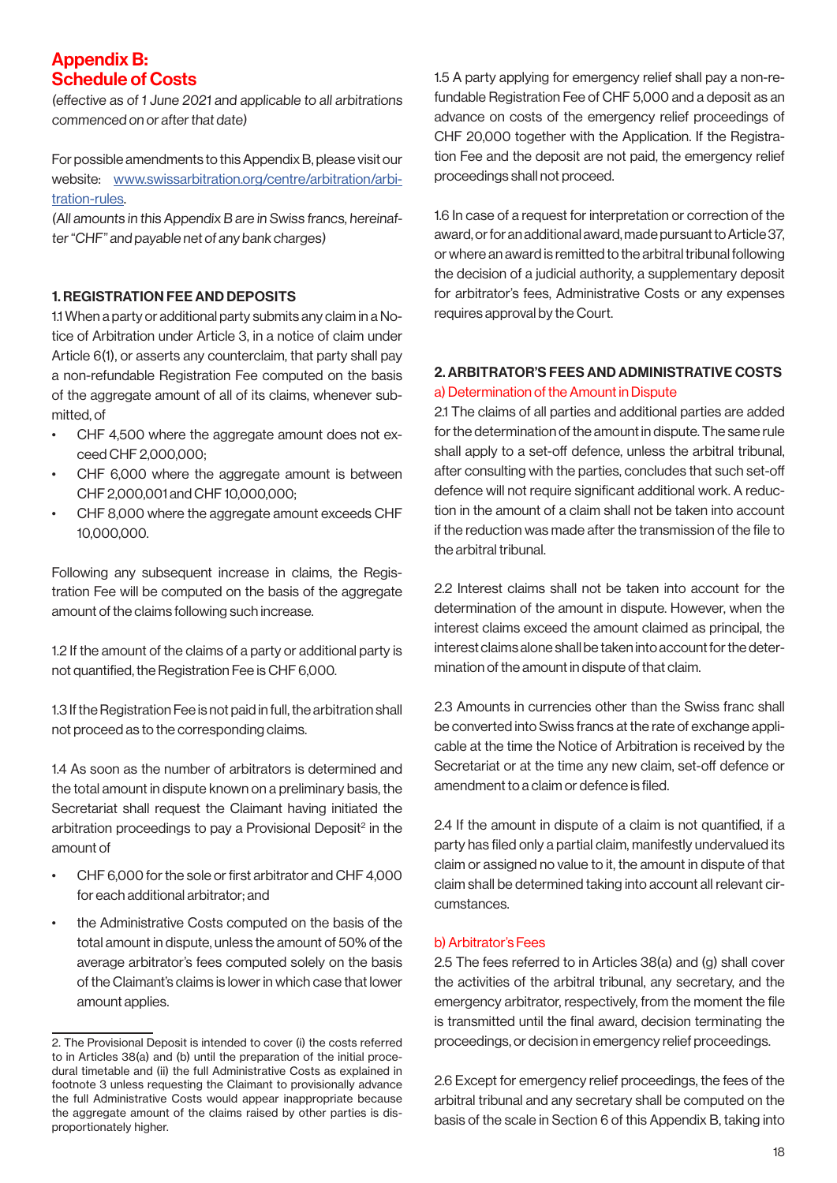# Appendix B: Schedule of Costs

*(effective as of 1 June 2021 and applicable to all arbitrations commenced on or after that date)*

For possible amendments to this Appendix B, please visit our website: www.swissarbitration.org/centre/arbitration/arbitration-rules.

*(All amounts in this Appendix B are in Swiss francs, hereinafter "CHF" and payable net of any bank charges)*

## 1. REGISTRATION FEE AND DEPOSITS

1.1 When a party or additional party submits any claim in a Notice of Arbitration under Article 3, in a notice of claim under Article 6(1), or asserts any counterclaim, that party shall pay a non-refundable Registration Fee computed on the basis of the aggregate amount of all of its claims, whenever submitted, of

- CHF 4,500 where the aggregate amount does not exceed CHF 2,000,000;
- CHF 6,000 where the aggregate amount is between CHF 2,000,001 and CHF 10,000,000;
- CHF 8,000 where the aggregate amount exceeds CHF 10,000,000.

Following any subsequent increase in claims, the Registration Fee will be computed on the basis of the aggregate amount of the claims following such increase.

1.2 If the amount of the claims of a party or additional party is not quantified, the Registration Fee is CHF 6,000.

1.3 If the Registration Fee is not paid in full, the arbitration shall not proceed as to the corresponding claims.

1.4 As soon as the number of arbitrators is determined and the total amount in dispute known on a preliminary basis, the Secretariat shall request the Claimant having initiated the arbitration proceedings to pay a Provisional Deposit[2] in the amount of

- CHF 6,000 for the sole or first arbitrator and CHF 4,000 for each additional arbitrator; and
- the Administrative Costs computed on the basis of the total amount in dispute, unless the amount of 50% of the average arbitrator's fees computed solely on the basis of the Claimant's claims is lower in which case that lower amount applies.

1.5 A party applying for emergency relief shall pay a non-refundable Registration Fee of CHF 5,000 and a deposit as an advance on costs of the emergency relief proceedings of CHF 20,000 together with the Application. If the Registration Fee and the deposit are not paid, the emergency relief proceedings shall not proceed.

1.6 In case of a request for interpretation or correction of the award, or for an additional award, made pursuant to Article 37, or where an award is remitted to the arbitral tribunal following the decision of a judicial authority, a supplementary deposit for arbitrator's fees, Administrative Costs or any expenses requires approval by the Court.

## 2. ARBITRATOR'S FEES AND ADMINISTRATIVE COSTS

### a) Determination of the Amount in Dispute

2.1 The claims of all parties and additional parties are added for the determination of the amount in dispute. The same rule shall apply to a set-off defence, unless the arbitral tribunal, after consulting with the parties, concludes that such set-off defence will not require significant additional work. A reduction in the amount of a claim shall not be taken into account if the reduction was made after the transmission of the file to the arbitral tribunal.

2.2 Interest claims shall not be taken into account for the determination of the amount in dispute. However, when the interest claims exceed the amount claimed as principal, the interest claims alone shall be taken into account for the determination of the amount in dispute of that claim.

2.3 Amounts in currencies other than the Swiss franc shall be converted into Swiss francs at the rate of exchange applicable at the time the Notice of Arbitration is received by the Secretariat or at the time any new claim, set-off defence or amendment to a claim or defence is filed.

2.4 If the amount in dispute of a claim is not quantified, if a party has filed only a partial claim, manifestly undervalued its claim or assigned no value to it, the amount in dispute of that claim shall be determined taking into account all relevant circumstances.

### b) Arbitrator's Fees

2.5 The fees referred to in Articles 38(a) and (g) shall cover the activities of the arbitral tribunal, any secretary, and the emergency arbitrator, respectively, from the moment the file is transmitted until the final award, decision terminating the proceedings, or decision in emergency relief proceedings.

2.6 Except for emergency relief proceedings, the fees of the arbitral tribunal and any secretary shall be computed on the basis of the scale in Section 6 of this Appendix B, taking into

---

2. The Provisional Deposit is intended to cover (i) the costs referred to in Articles 38(a) and (b) until the preparation of the initial procedural timetable and (ii) the full Administrative Costs as explained in footnote 3 unless requesting the Claimant to provisionally advance the full Administrative Costs would appear inappropriate because the aggregate amount of the claims raised by other parties is disproportionately higher.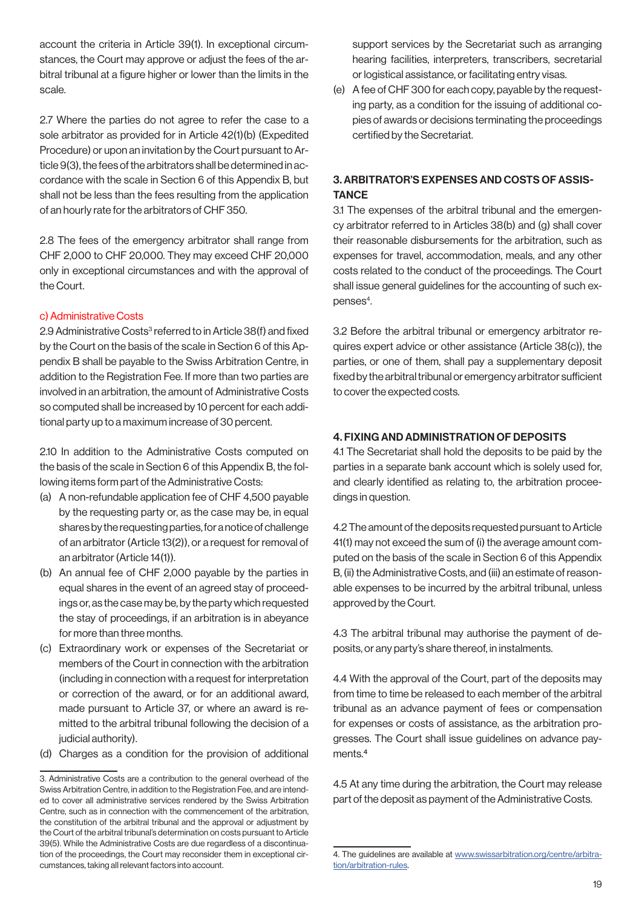account the criteria in Article 39(1). In exceptional circumstances, the Court may approve or adjust the fees of the arbitral tribunal at a figure higher or lower than the limits in the scale.

2.7 Where the parties do not agree to refer the case to a sole arbitrator as provided for in Article 42(1)(b) (Expedited Procedure) or upon an invitation by the Court pursuant to Article 9(3), the fees of the arbitrators shall be determined in accordance with the scale in Section 6 of this Appendix B, but shall not be less than the fees resulting from the application of an hourly rate for the arbitrators of CHF 350.

2.8 The fees of the emergency arbitrator shall range from CHF 2,000 to CHF 20,000. They may exceed CHF 20,000 only in exceptional circumstances and with the approval of the Court.

c) Administrative Costs

2.9 Administrative Costs[3] referred to in Article 38(f) and fixed by the Court on the basis of the scale in Section 6 of this Appendix B shall be payable to the Swiss Arbitration Centre, in addition to the Registration Fee. If more than two parties are involved in an arbitration, the amount of Administrative Costs so computed shall be increased by 10 percent for each additional party up to a maximum increase of 30 percent.

2.10 In addition to the Administrative Costs computed on the basis of the scale in Section 6 of this Appendix B, the following items form part of the Administrative Costs:

(a) A non-refundable application fee of CHF 4,500 payable by the requesting party or, as the case may be, in equal shares by the requesting parties, for a notice of challenge of an arbitrator (Article 13(2)), or a request for removal of an arbitrator (Article 14(1)).
(b) An annual fee of CHF 2,000 payable by the parties in equal shares in the event of an agreed stay of proceedings or, as the case may be, by the party which requested the stay of proceedings, if an arbitration is in abeyance for more than three months.
(c) Extraordinary work or expenses of the Secretariat or members of the Court in connection with the arbitration (including in connection with a request for interpretation or correction of the award, or for an additional award, made pursuant to Article 37, or where an award is remitted to the arbitral tribunal following the decision of a judicial authority).
(d) Charges as a condition for the provision of additional support services by the Secretariat such as arranging hearing facilities, interpreters, transcribers, secretarial or logistical assistance, or facilitating entry visas.
(e) A fee of CHF 300 for each copy, payable by the requesting party, as a condition for the issuing of additional copies of awards or decisions terminating the proceedings certified by the Secretariat.

3. Administrative Costs are a contribution to the general overhead of the Swiss Arbitration Centre, in addition to the Registration Fee, and are intended to cover all administrative services rendered by the Swiss Arbitration Centre, such as in connection with the commencement of the arbitration, the constitution of the arbitral tribunal and the approval or adjustment by the Court of the arbitral tribunal's determination on costs pursuant to Article 39(5). While the Administrative Costs are due regardless of a discontinuation of the proceedings, the Court may reconsider them in exceptional circumstances, taking all relevant factors into account.

## 3. ARBITRATOR'S EXPENSES AND COSTS OF ASSISTANCE

3.1 The expenses of the arbitral tribunal and the emergency arbitrator referred to in Articles 38(b) and (g) shall cover their reasonable disbursements for the arbitration, such as expenses for travel, accommodation, meals, and any other costs related to the conduct of the proceedings. The Court shall issue general guidelines for the accounting of such expenses[4].

3.2 Before the arbitral tribunal or emergency arbitrator requires expert advice or other assistance (Article 38(c)), the parties, or one of them, shall pay a supplementary deposit fixed by the arbitral tribunal or emergency arbitrator sufficient to cover the expected costs.

## 4. FIXING AND ADMINISTRATION OF DEPOSITS

4.1 The Secretariat shall hold the deposits to be paid by the parties in a separate bank account which is solely used for, and clearly identified as relating to, the arbitration proceedings in question.

4.2 The amount of the deposits requested pursuant to Article 41(1) may not exceed the sum of (i) the average amount computed on the basis of the scale in Section 6 of this Appendix B, (ii) the Administrative Costs, and (iii) an estimate of reasonable expenses to be incurred by the arbitral tribunal, unless approved by the Court.

4.3 The arbitral tribunal may authorise the payment of deposits, or any party's share thereof, in instalments.

4.4 With the approval of the Court, part of the deposits may from time to time be released to each member of the arbitral tribunal as an advance payment of fees or compensation for expenses or costs of assistance, as the arbitration progresses. The Court shall issue guidelines on advance payments.[4]

4.5 At any time during the arbitration, the Court may release part of the deposit as payment of the Administrative Costs.

4. The guidelines are available at www.swissarbitration.org/centre/arbitration/arbitration-rules.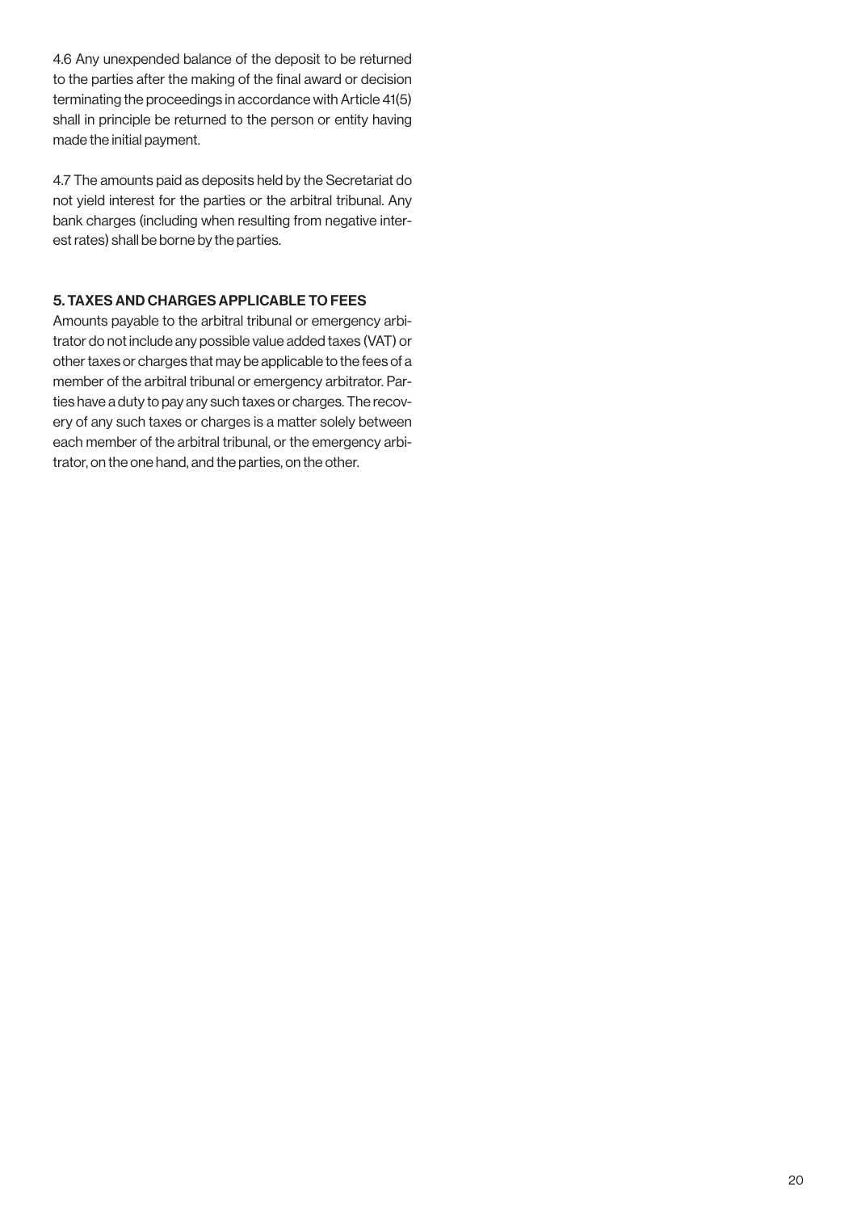4.6 Any unexpended balance of the deposit to be returned to the parties after the making of the final award or decision terminating the proceedings in accordance with Article 41(5) shall in principle be returned to the person or entity having made the initial payment.

4.7 The amounts paid as deposits held by the Secretariat do not yield interest for the parties or the arbitral tribunal. Any bank charges (including when resulting from negative interest rates) shall be borne by the parties.

## 5. TAXES AND CHARGES APPLICABLE TO FEES

Amounts payable to the arbitral tribunal or emergency arbitrator do not include any possible value added taxes (VAT) or other taxes or charges that may be applicable to the fees of a member of the arbitral tribunal or emergency arbitrator. Parties have a duty to pay any such taxes or charges. The recovery of any such taxes or charges is a matter solely between each member of the arbitral tribunal, or the emergency arbitrator, on the one hand, and the parties, on the other.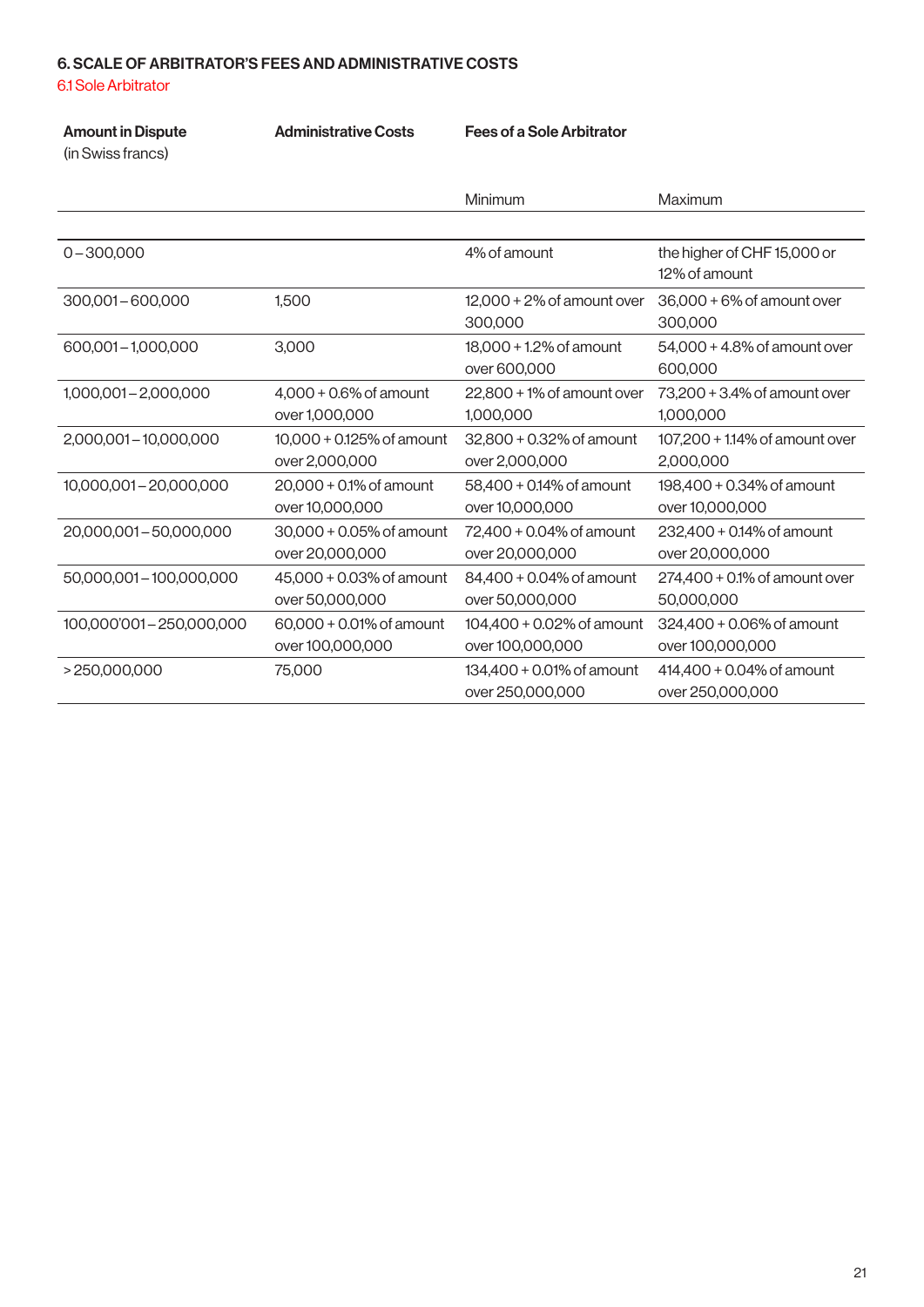## 6. SCALE OF ARBITRATOR'S FEES AND ADMINISTRATIVE COSTS

### 6.1 Sole Arbitrator

| Amount in Dispute (in Swiss francs) | Administrative Costs | Fees of a Sole Arbitrator | |
|---|---|---|---|
| | | Minimum | Maximum |
| 0 – 300,000 | | 4% of amount | the higher of CHF 15,000 or 12% of amount |
| 300,001 – 600,000 | 1,500 | 12,000 + 2% of amount over 300,000 | 36,000 + 6% of amount over 300,000 |
| 600,001 – 1,000,000 | 3,000 | 18,000 + 1.2% of amount over 600,000 | 54,000 + 4.8% of amount over 600,000 |
| 1,000,001 – 2,000,000 | 4,000 + 0.6% of amount over 1,000,000 | 22,800 + 1% of amount over 1,000,000 | 73,200 + 3.4% of amount over 1,000,000 |
| 2,000,001 – 10,000,000 | 10,000 + 0.125% of amount over 2,000,000 | 32,800 + 0.32% of amount over 2,000,000 | 107,200 + 1.14% of amount over 2,000,000 |
| 10,000,001 – 20,000,000 | 20,000 + 0.1% of amount over 10,000,000 | 58,400 + 0.14% of amount over 10,000,000 | 198,400 + 0.34% of amount over 10,000,000 |
| 20,000,001 – 50,000,000 | 30,000 + 0.05% of amount over 20,000,000 | 72,400 + 0.04% of amount over 20,000,000 | 232,400 + 0.14% of amount over 20,000,000 |
| 50,000,001 – 100,000,000 | 45,000 + 0.03% of amount over 50,000,000 | 84,400 + 0.04% of amount over 50,000,000 | 274,400 + 0.1% of amount over 50,000,000 |
| 100,000'001 – 250,000,000 | 60,000 + 0.01% of amount over 100,000,000 | 104,400 + 0.02% of amount over 100,000,000 | 324,400 + 0.06% of amount over 100,000,000 |
| > 250,000,000 | 75,000 | 134,400 + 0.01% of amount over 250,000,000 | 414,400 + 0.04% of amount over 250,000,000 |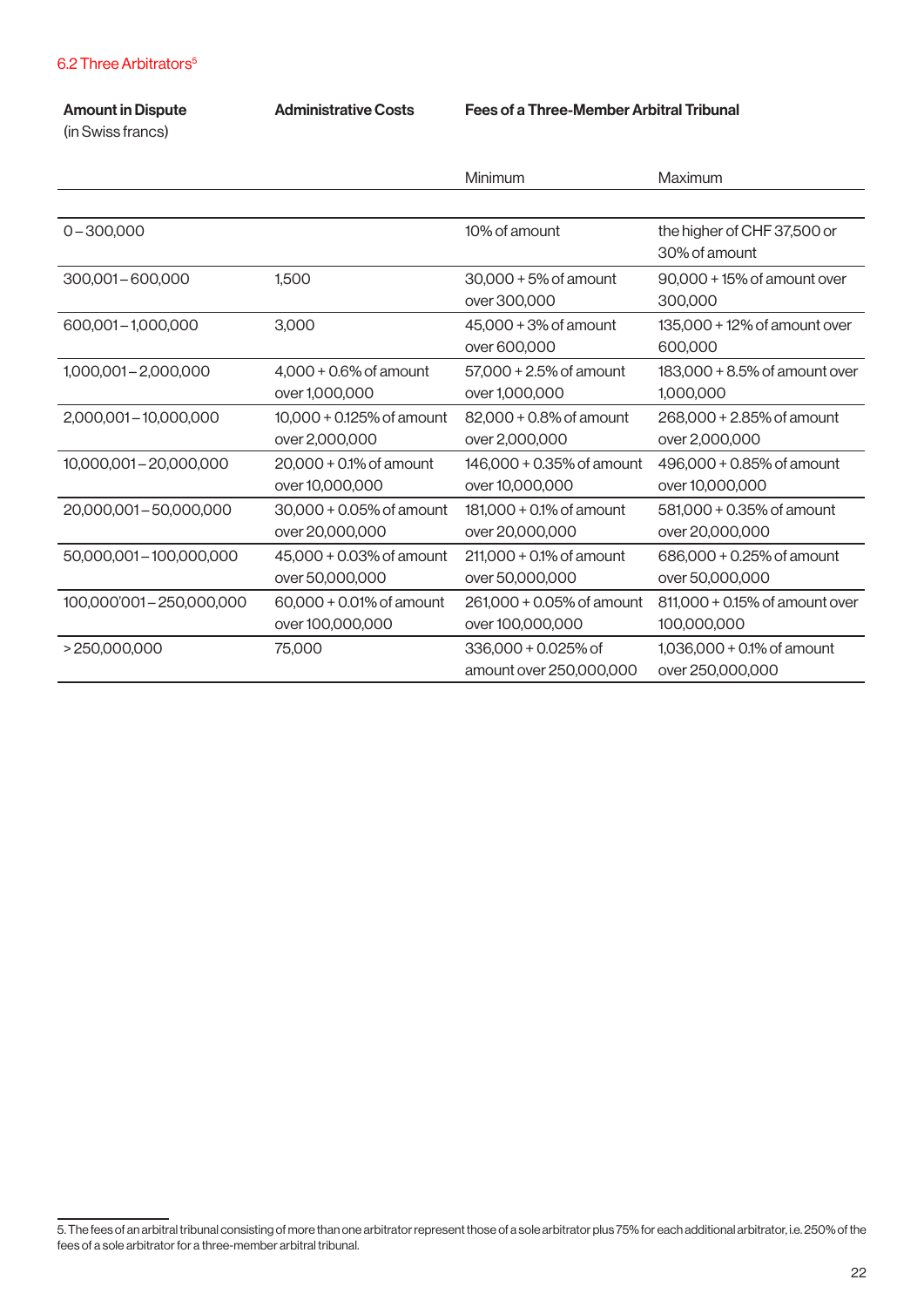## 6.2 Three Arbitrators[5]

| Amount in Dispute (in Swiss francs) | Administrative Costs | Fees of a Three-Member Arbitral Tribunal | |
|---|---|---|---|
| | | Minimum | Maximum |
| 0 – 300,000 | | 10% of amount | the higher of CHF 37,500 or 30% of amount |
| 300,001 – 600,000 | 1,500 | 30,000 + 5% of amount over 300,000 | 90,000 + 15% of amount over 300,000 |
| 600,001 – 1,000,000 | 3,000 | 45,000 + 3% of amount over 600,000 | 135,000 + 12% of amount over 600,000 |
| 1,000,001 – 2,000,000 | 4,000 + 0.6% of amount over 1,000,000 | 57,000 + 2.5% of amount over 1,000,000 | 183,000 + 8.5% of amount over 1,000,000 |
| 2,000,001 – 10,000,000 | 10,000 + 0.125% of amount over 2,000,000 | 82,000 + 0.8% of amount over 2,000,000 | 268,000 + 2.85% of amount over 2,000,000 |
| 10,000,001 – 20,000,000 | 20,000 + 0.1% of amount over 10,000,000 | 146,000 + 0.35% of amount over 10,000,000 | 496,000 + 0.85% of amount over 10,000,000 |
| 20,000,001 – 50,000,000 | 30,000 + 0.05% of amount over 20,000,000 | 181,000 + 0.1% of amount over 20,000,000 | 581,000 + 0.35% of amount over 20,000,000 |
| 50,000,001 – 100,000,000 | 45,000 + 0.03% of amount over 50,000,000 | 211,000 + 0.1% of amount over 50,000,000 | 686,000 + 0.25% of amount over 50,000,000 |
| 100,000'001 – 250,000,000 | 60,000 + 0.01% of amount over 100,000,000 | 261,000 + 0.05% of amount over 100,000,000 | 811,000 + 0.15% of amount over 100,000,000 |
| > 250,000,000 | 75,000 | 336,000 + 0.025% of amount over 250,000,000 | 1,036,000 + 0.1% of amount over 250,000,000 |

5. The fees of an arbitral tribunal consisting of more than one arbitrator represent those of a sole arbitrator plus 75% for each additional arbitrator, i.e. 250% of the fees of a sole arbitrator for a three-member arbitral tribunal.